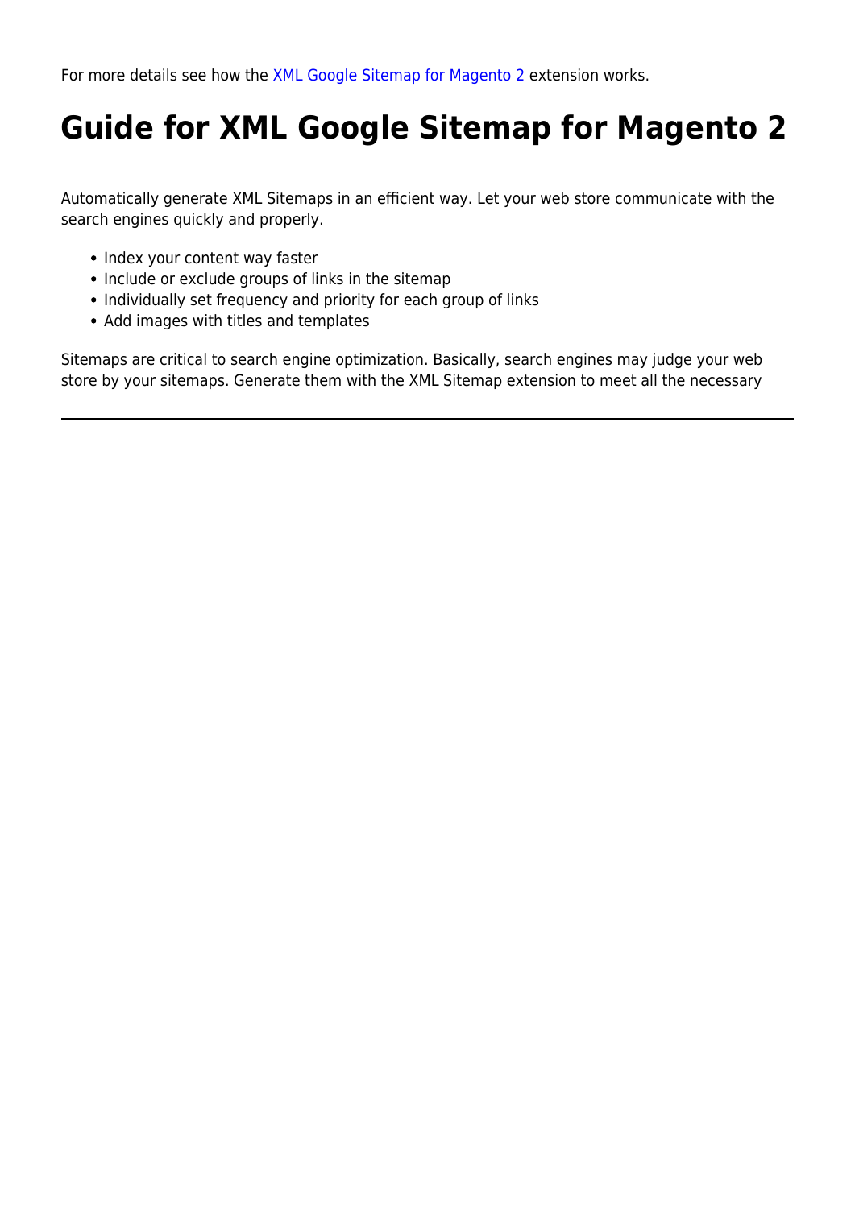For more details see how the [XML Google Sitemap for Magento 2](#) extension works.

# Guide for XML Google Sitemap for Magento 2

Automatically generate XML Sitemaps in an efficient way. Let your web store communicate with the search engines quickly and properly.

- Index your content way faster
- Include or exclude groups of links in the sitemap
- Individually set frequency and priority for each group of links
- Add images with titles and templates

Sitemaps are critical to search engine optimization. Basically, search engines may judge your web store by your sitemaps. Generate them with the XML Sitemap extension to meet all the necessary

---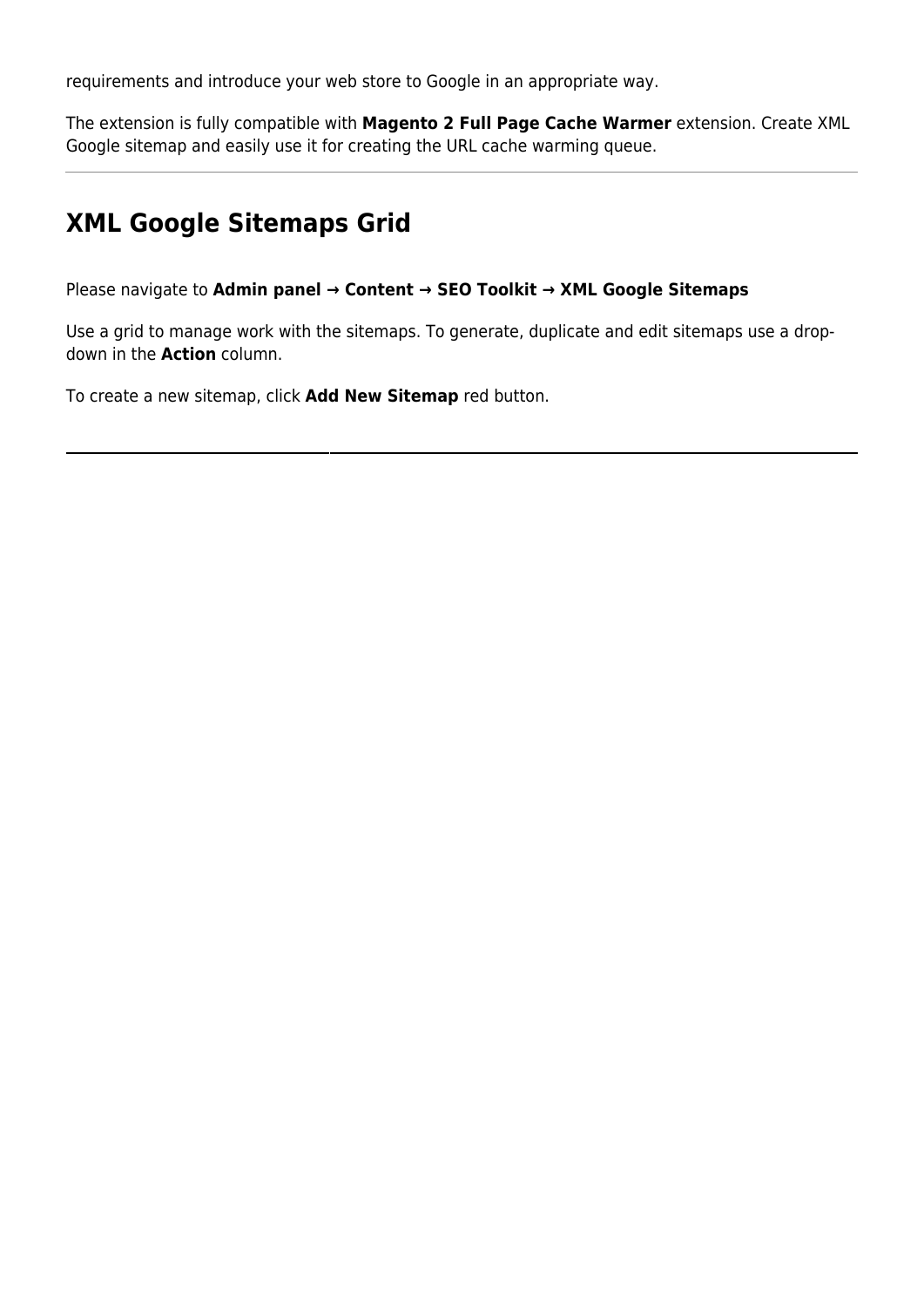requirements and introduce your web store to Google in an appropriate way.

The extension is fully compatible with **Magento 2 Full Page Cache Warmer** extension. Create XML Google sitemap and easily use it for creating the URL cache warming queue.

---

## XML Google Sitemaps Grid

Please navigate to **Admin panel → Content → SEO Toolkit → XML Google Sitemaps**

Use a grid to manage work with the sitemaps. To generate, duplicate and edit sitemaps use a drop-down in the **Action** column.

To create a new sitemap, click **Add New Sitemap** red button.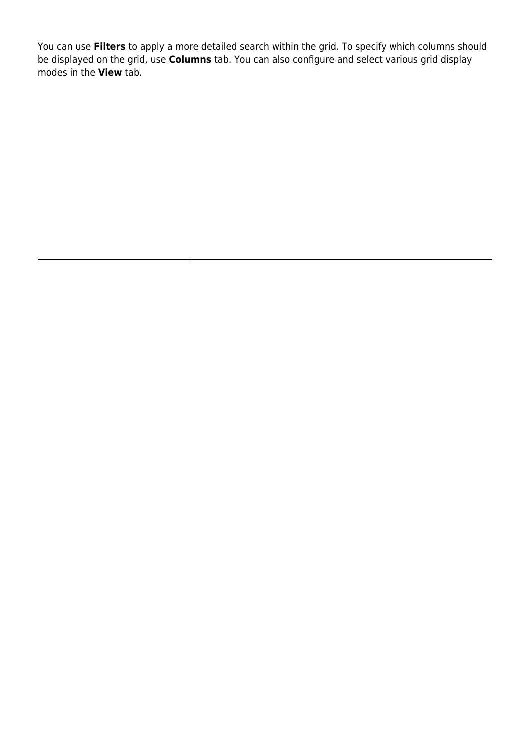You can use **Filters** to apply a more detailed search within the grid. To specify which columns should be displayed on the grid, use **Columns** tab. You can also configure and select various grid display modes in the **View** tab.

---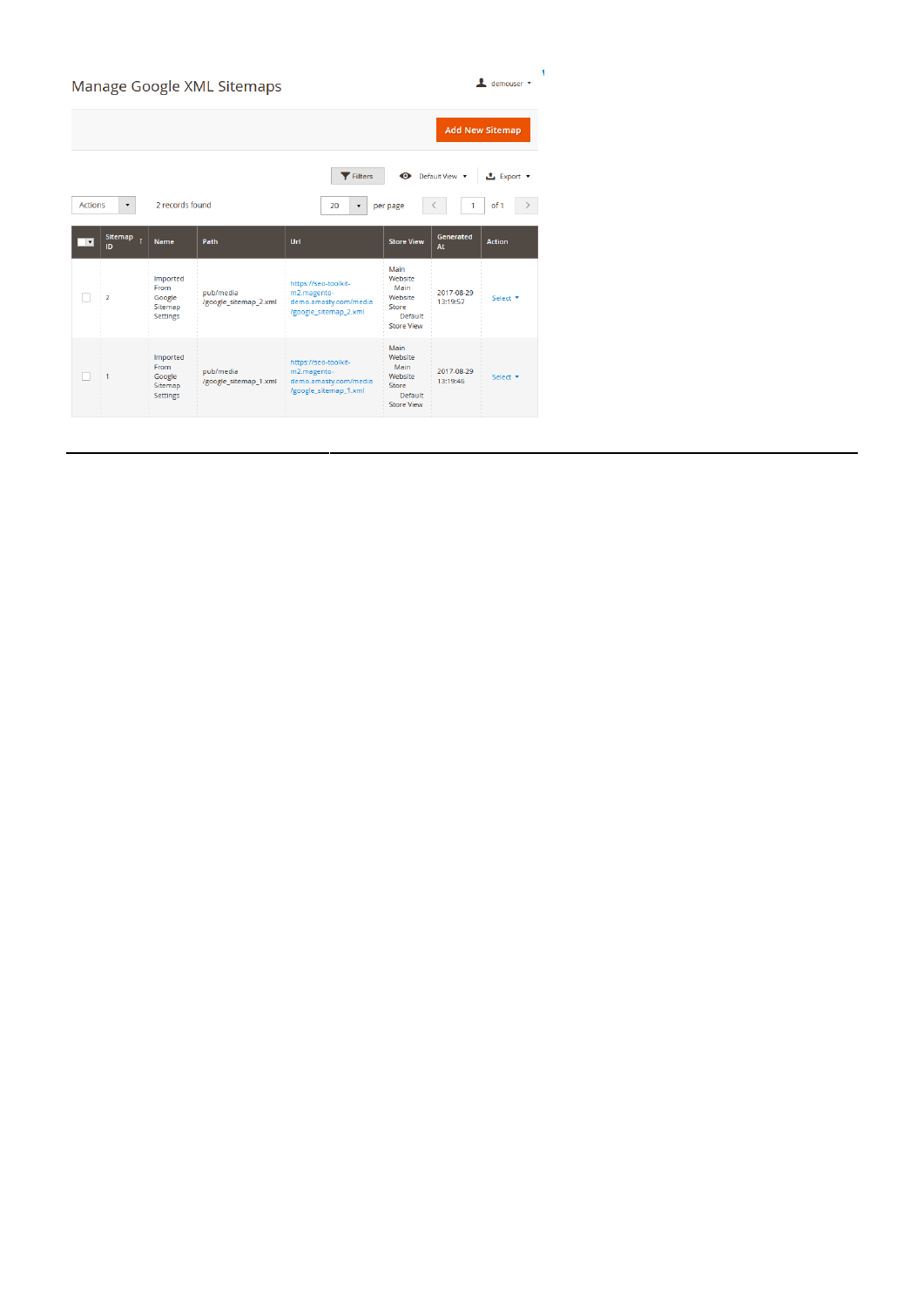Manage Google XML Sitemaps

demouser

Add New Sitemap

Filters | Default View | Export

Actions | 2 records found | 20 per page | 1 of 1

| Sitemap ID | Name | Path | Url | Store View | Generated At | Action |
|---|---|---|---|---|---|---|
| 2 | Imported From Google Sitemap Settings | pub/media /google_sitemap_2.xml | https://seo-toolkit-m2.magento-demo.amasty.com/media/google_sitemap_2.xml | Main Website Main Website Store Default Store View | 2017-08-29 13:19:57 | Select |
| 1 | Imported From Google Sitemap Settings | pub/media /google_sitemap_1.xml | https://seo-toolkit-m2.magento-demo.amasty.com/media/google_sitemap_1.xml | Main Website Main Website Store Default Store View | 2017-08-29 13:19:46 | Select |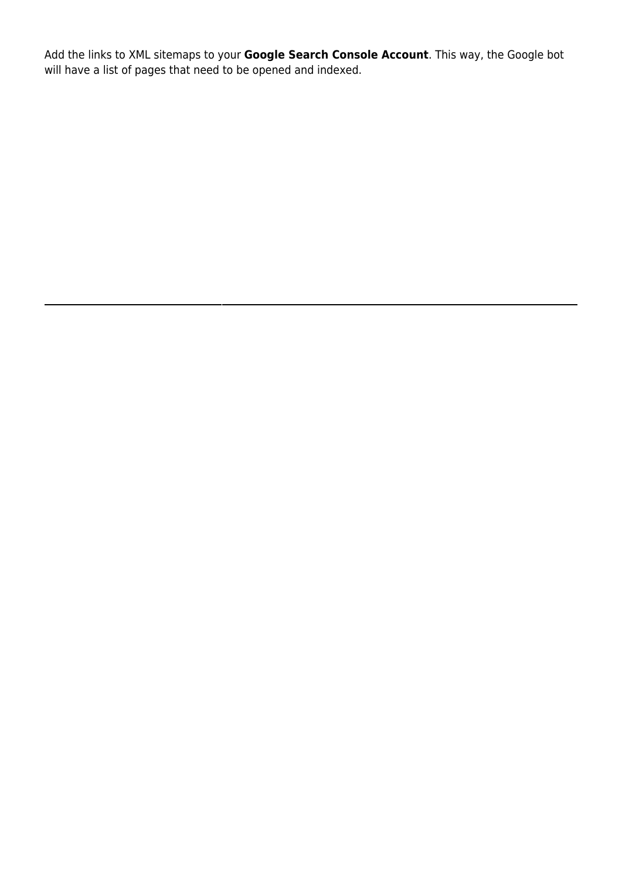Add the links to XML sitemaps to your **Google Search Console Account**. This way, the Google bot will have a list of pages that need to be opened and indexed.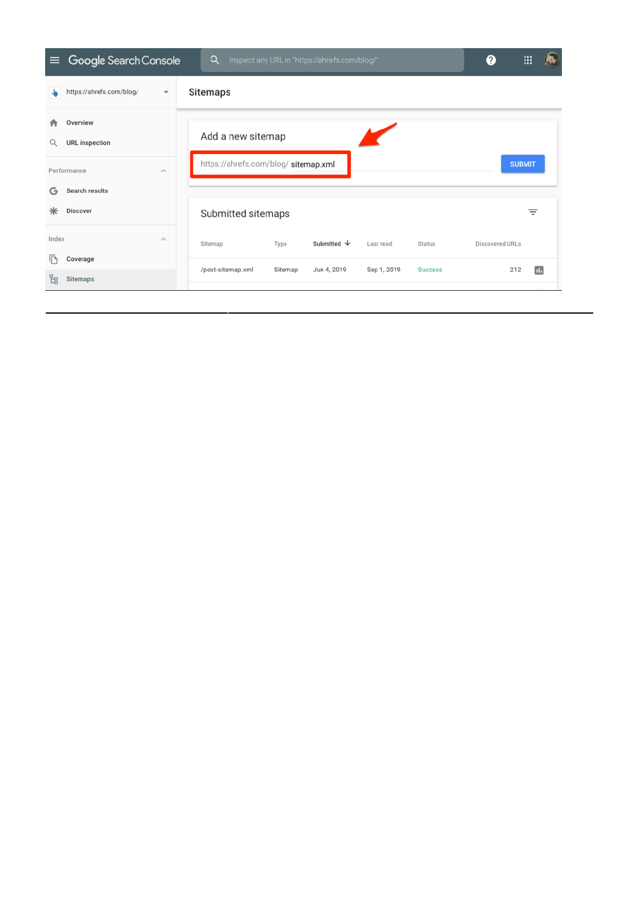Google Search Console

Inspect any URL in "https://ahrefs.com/blog/"

https://ahrefs.com/blog/

- Overview
- URL inspection

Performance

- Search results
- Discover

Index

- Coverage
- Sitemaps

## Sitemaps

### Add a new sitemap

https://ahrefs.com/blog/ sitemap.xml

SUBMIT

### Submitted sitemaps

| Sitemap | Type | Submitted | Last read | Status | Discovered URLs |
|---|---|---|---|---|---|
| /post-sitemap.xml | Sitemap | Jun 4, 2019 | Sep 1, 2019 | Success | 212 |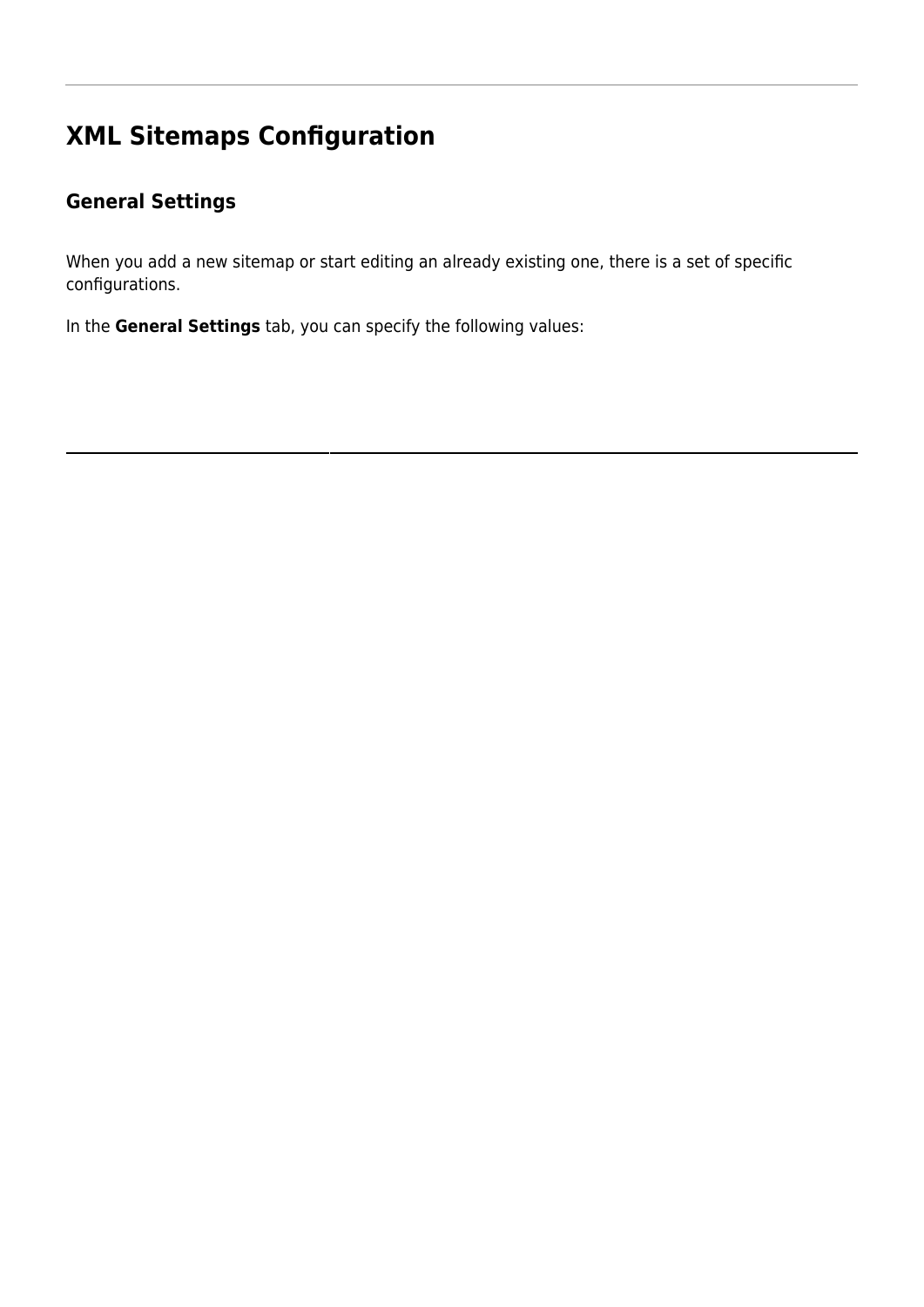# XML Sitemaps Configuration

## General Settings

When you add a new sitemap or start editing an already existing one, there is a set of specific configurations.

In the **General Settings** tab, you can specify the following values: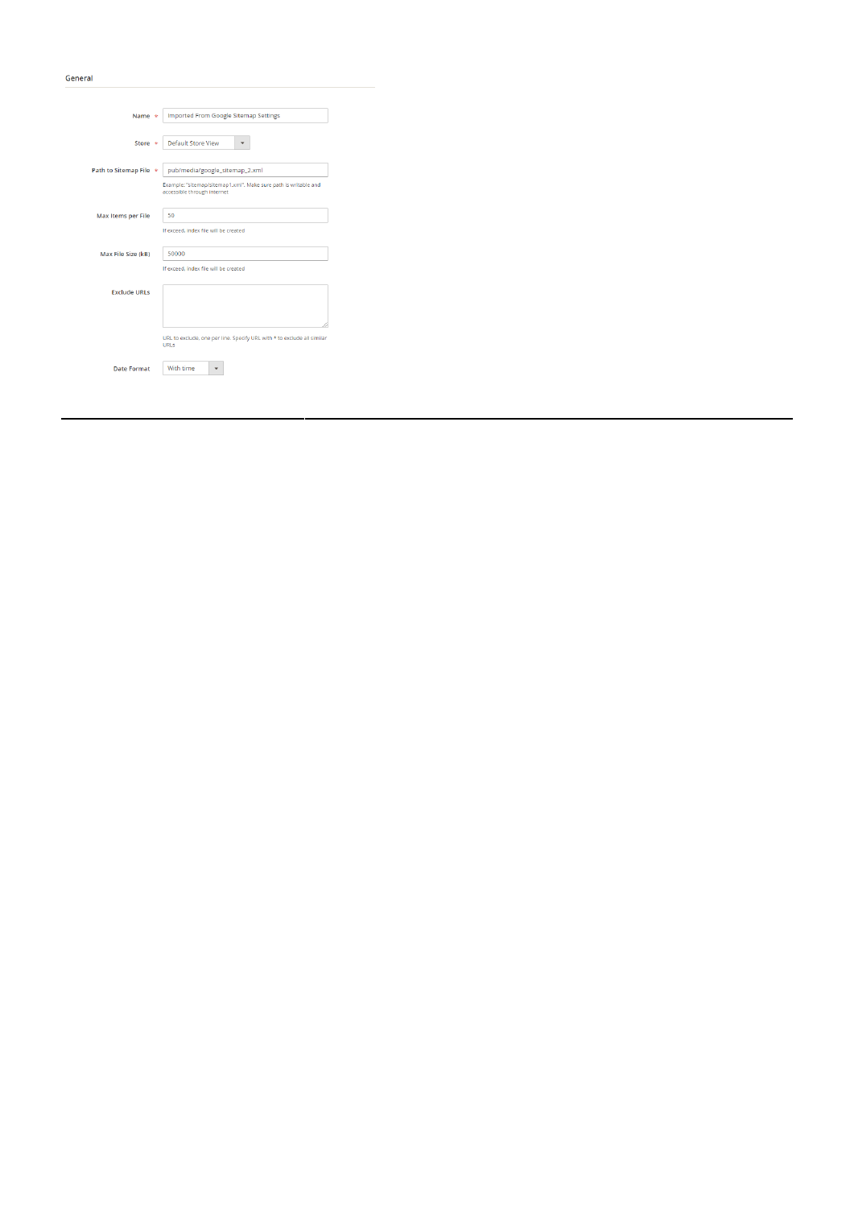General

| | |
|---|---|
| Name * | Imported From Google Sitemap Settings |
| Store * | Default Store View |
| Path to Sitemap File * | pub/media/google_sitemap_2.xml<br>Example: "sitemap/sitemap1.xml". Make sure path is writable and accessible through internet |
| Max Items per File | 50<br>If exceed, index file will be created |
| Max File Size (kB) | 50000<br>If exceed, index file will be created |
| Exclude URLs | <br>URL to exclude, one per line. Specify URL with * to exclude all similar URLs |
| Date Format | With time |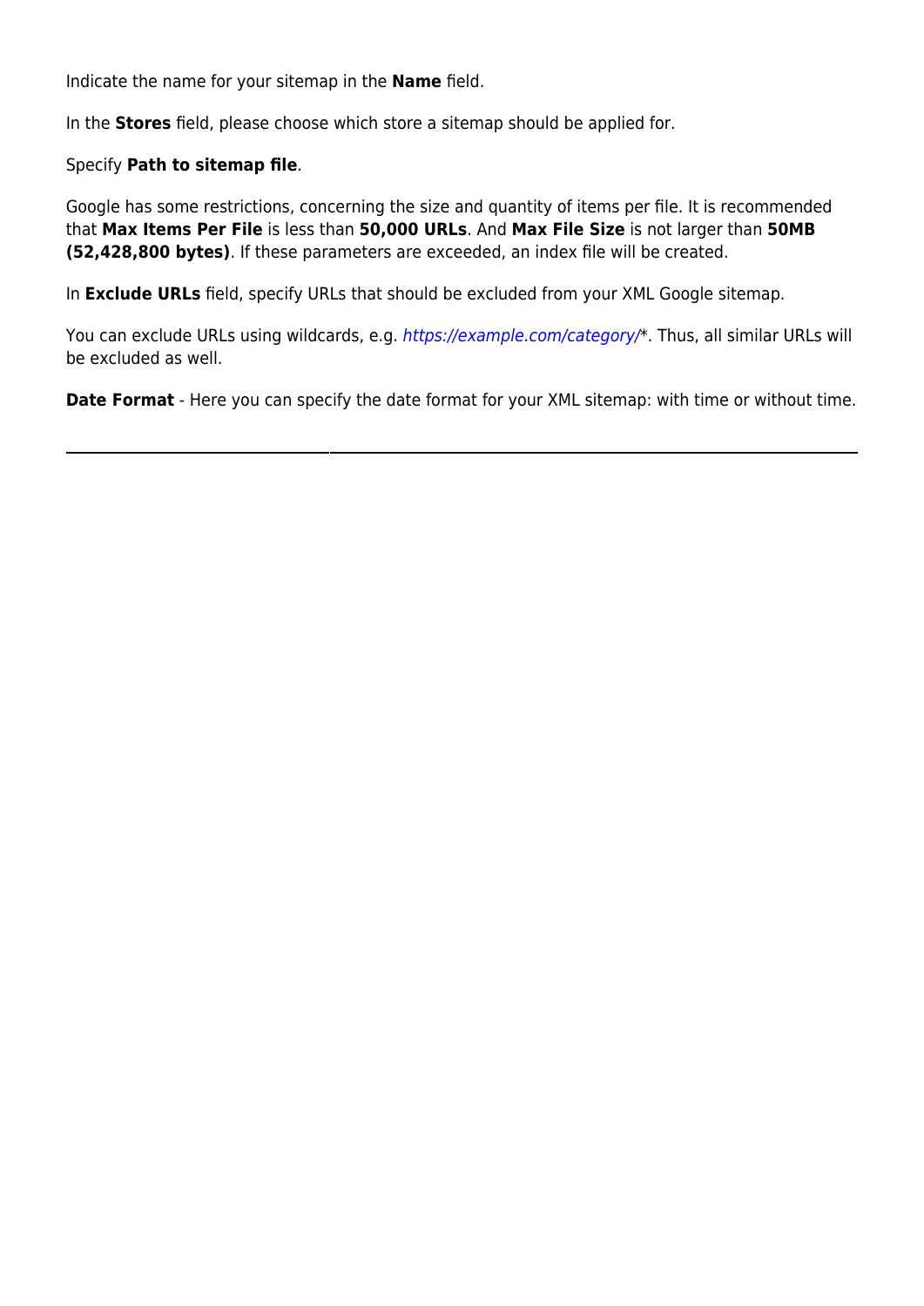Indicate the name for your sitemap in the **Name** field.

In the **Stores** field, please choose which store a sitemap should be applied for.

Specify **Path to sitemap file**.

Google has some restrictions, concerning the size and quantity of items per file. It is recommended that **Max Items Per File** is less than **50,000 URLs**. And **Max File Size** is not larger than **50MB (52,428,800 bytes)**. If these parameters are exceeded, an index file will be created.

In **Exclude URLs** field, specify URLs that should be excluded from your XML Google sitemap.

You can exclude URLs using wildcards, e.g. *https://example.com/category/**. Thus, all similar URLs will be excluded as well.

**Date Format** - Here you can specify the date format for your XML sitemap: with time or without time.

---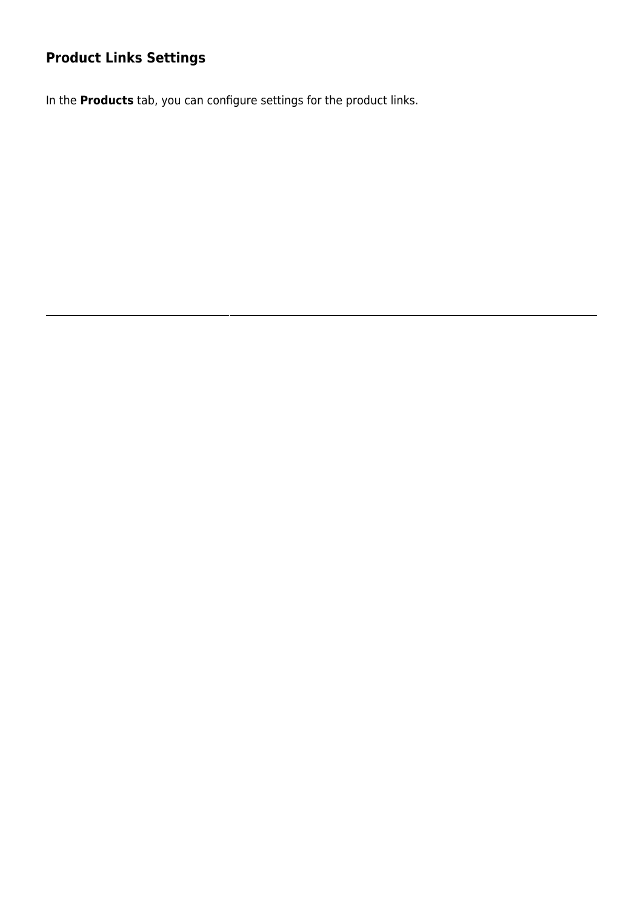### Product Links Settings

In the **Products** tab, you can configure settings for the product links.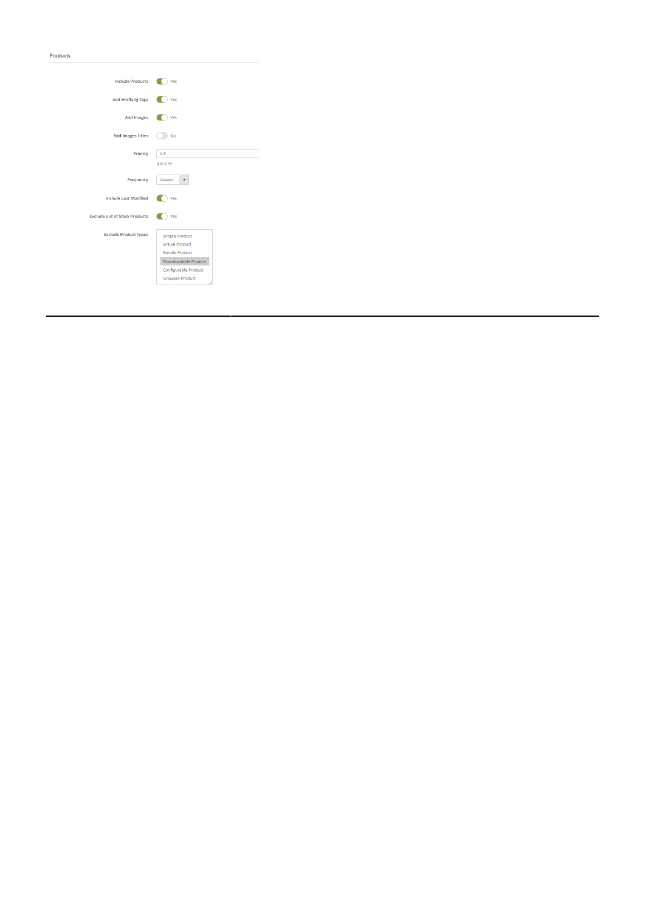Products

| | |
|---|---|
| Include Products | Yes |
| Add Hreflang Tags | Yes |
| Add Images | Yes |
| Add Images Titles | No |
| Priority | 0.5 (0.01-0.99) |
| Frequency | Always |
| Include Last Modified | Yes |
| Exclude out of Stock Products | Yes |
| Exclude Product Types | Simple Product, Virtual Product, Bundle Product, Downloadable Product, Configurable Product, Grouped Product |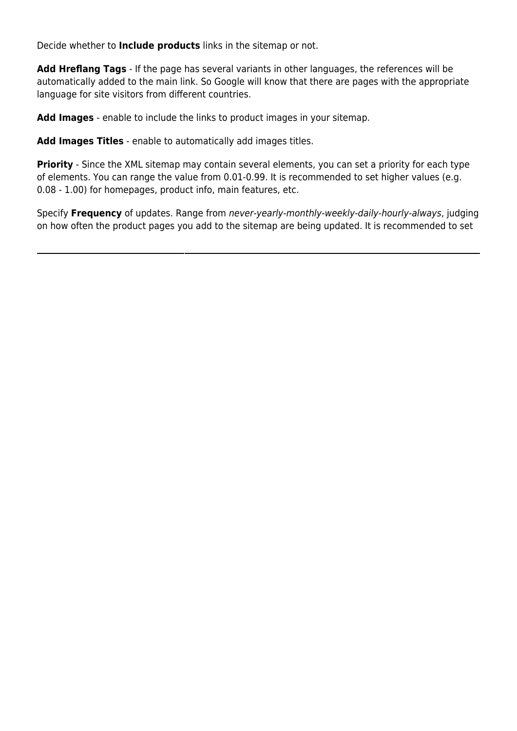Decide whether to **Include products** links in the sitemap or not.

**Add Hreflang Tags** - If the page has several variants in other languages, the references will be automatically added to the main link. So Google will know that there are pages with the appropriate language for site visitors from different countries.

**Add Images** - enable to include the links to product images in your sitemap.

**Add Images Titles** - enable to automatically add images titles.

**Priority** - Since the XML sitemap may contain several elements, you can set a priority for each type of elements. You can range the value from 0.01-0.99. It is recommended to set higher values (e.g. 0.08 - 1.00) for homepages, product info, main features, etc.

Specify **Frequency** of updates. Range from *never-yearly-monthly-weekly-daily-hourly-always*, judging on how often the product pages you add to the sitemap are being updated. It is recommended to set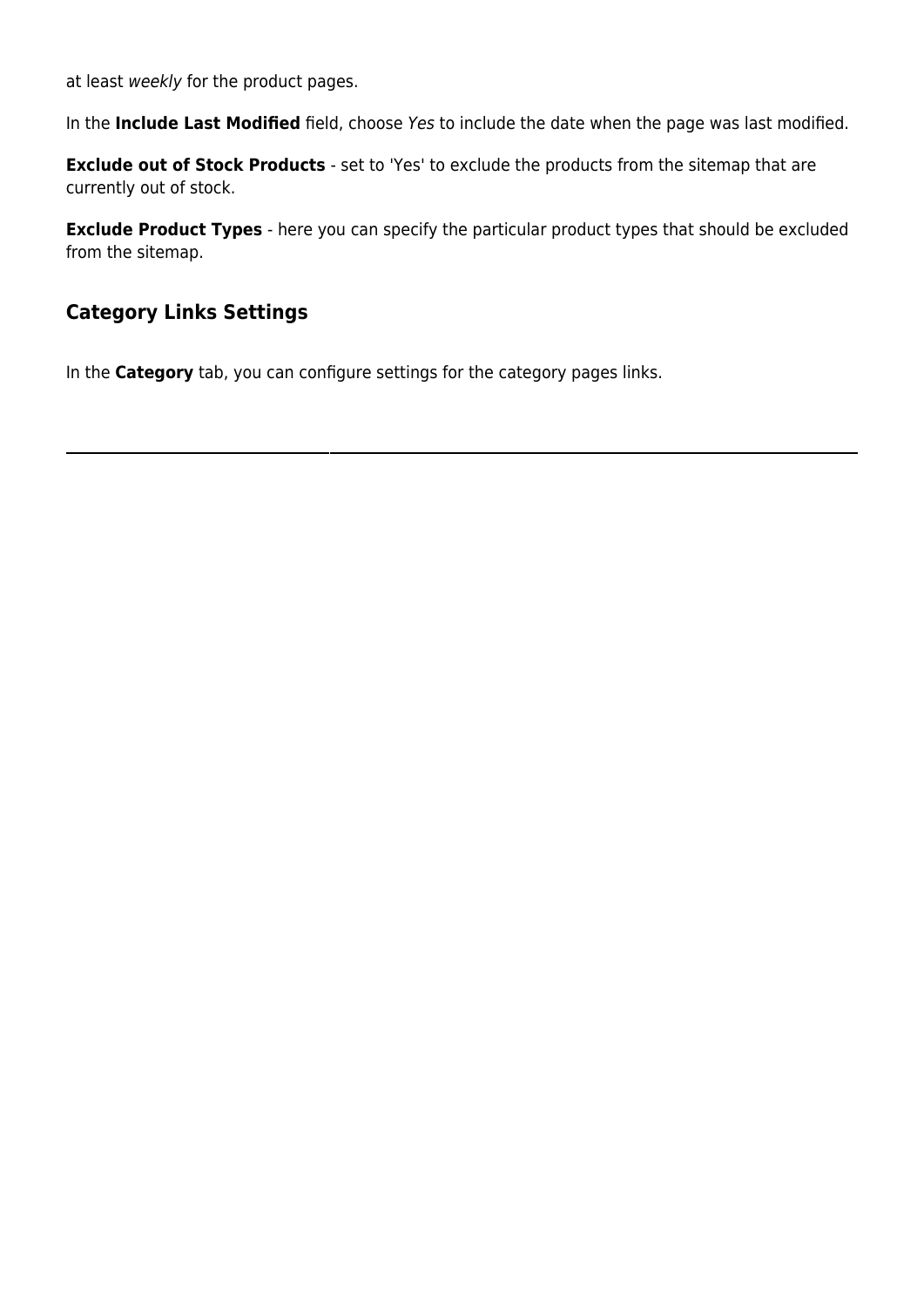at least *weekly* for the product pages.

In the **Include Last Modified** field, choose *Yes* to include the date when the page was last modified.

**Exclude out of Stock Products** - set to 'Yes' to exclude the products from the sitemap that are currently out of stock.

**Exclude Product Types** - here you can specify the particular product types that should be excluded from the sitemap.

## Category Links Settings

In the **Category** tab, you can configure settings for the category pages links.

---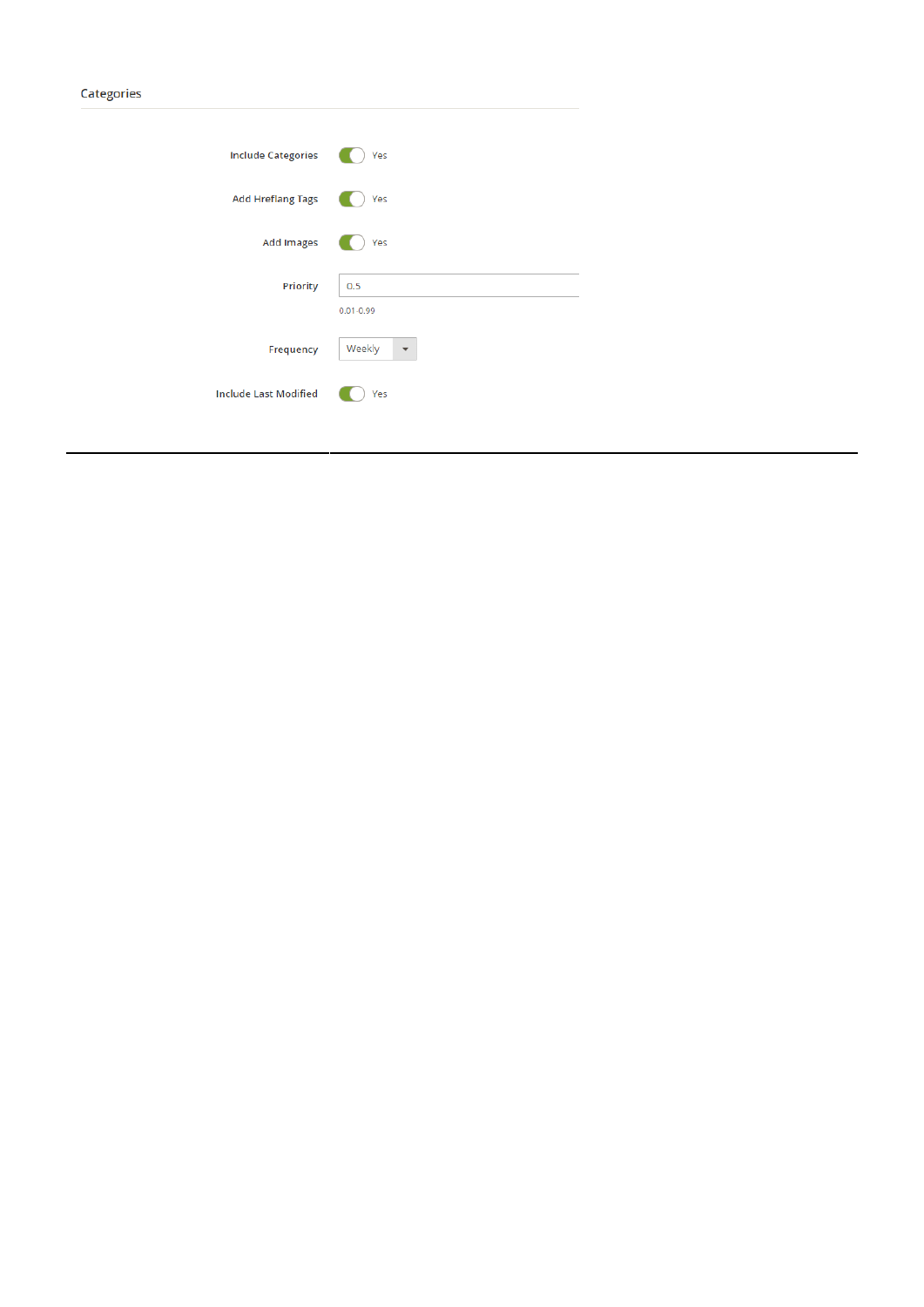Categories

| Setting | Value |
| --- | --- |
| Include Categories | Yes |
| Add Hreflang Tags | Yes |
| Add Images | Yes |
| Priority | 0.5 (0.01-0.99) |
| Frequency | Weekly |
| Include Last Modified | Yes |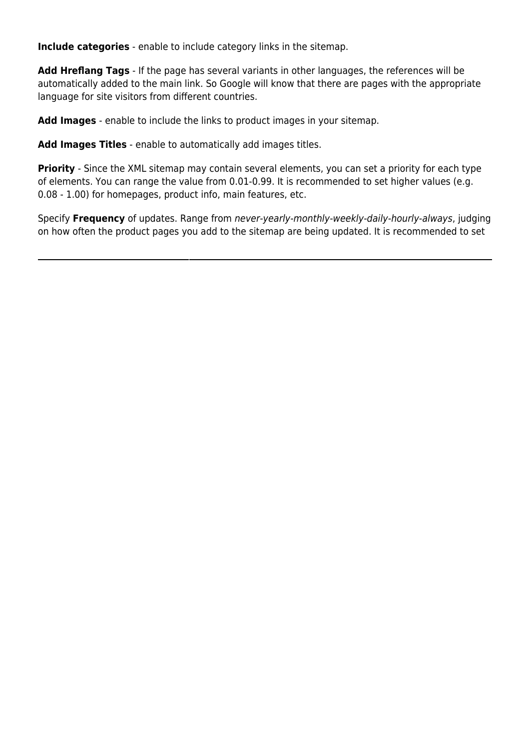**Include categories** - enable to include category links in the sitemap.

**Add Hreflang Tags** - If the page has several variants in other languages, the references will be automatically added to the main link. So Google will know that there are pages with the appropriate language for site visitors from different countries.

**Add Images** - enable to include the links to product images in your sitemap.

**Add Images Titles** - enable to automatically add images titles.

**Priority** - Since the XML sitemap may contain several elements, you can set a priority for each type of elements. You can range the value from 0.01-0.99. It is recommended to set higher values (e.g. 0.08 - 1.00) for homepages, product info, main features, etc.

Specify **Frequency** of updates. Range from *never-yearly-monthly-weekly-daily-hourly-always*, judging on how often the product pages you add to the sitemap are being updated. It is recommended to set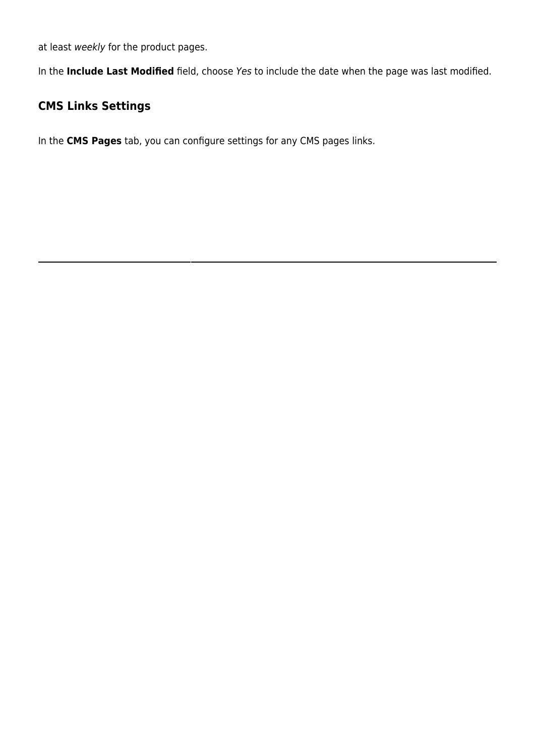at least *weekly* for the product pages.

In the **Include Last Modified** field, choose *Yes* to include the date when the page was last modified.

## CMS Links Settings

In the **CMS Pages** tab, you can configure settings for any CMS pages links.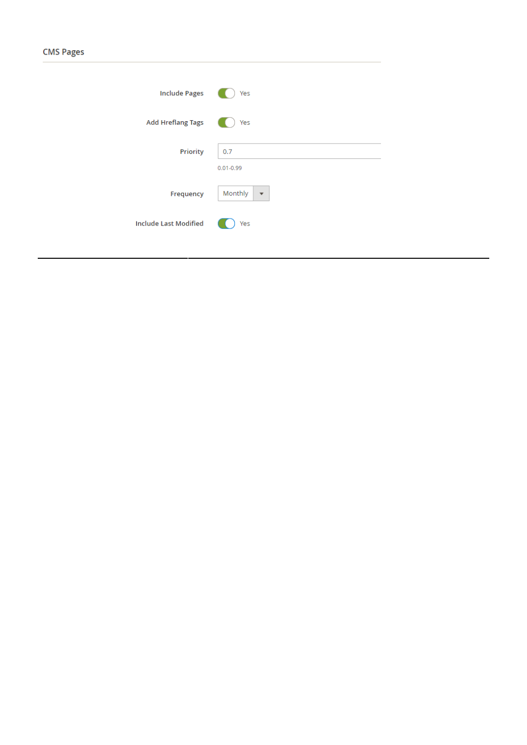## CMS Pages

| | |
|---|---|
| Include Pages | Yes |
| Add Hreflang Tags | Yes |
| Priority | 0.7 (0.01-0.99) |
| Frequency | Monthly |
| Include Last Modified | Yes |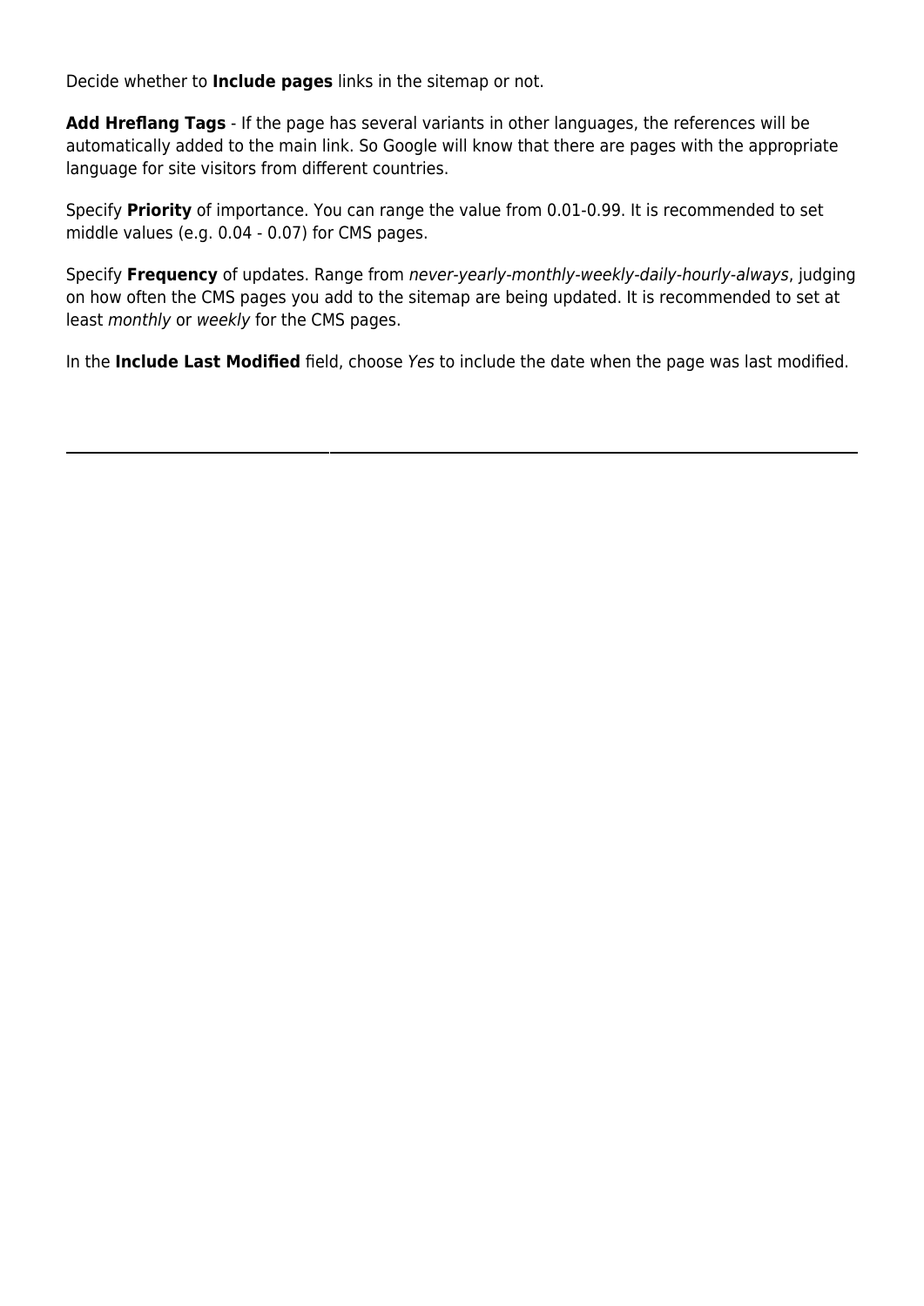Decide whether to **Include pages** links in the sitemap or not.

**Add Hreflang Tags** - If the page has several variants in other languages, the references will be automatically added to the main link. So Google will know that there are pages with the appropriate language for site visitors from different countries.

Specify **Priority** of importance. You can range the value from 0.01-0.99. It is recommended to set middle values (e.g. 0.04 - 0.07) for CMS pages.

Specify **Frequency** of updates. Range from *never-yearly-monthly-weekly-daily-hourly-always*, judging on how often the CMS pages you add to the sitemap are being updated. It is recommended to set at least *monthly* or *weekly* for the CMS pages.

In the **Include Last Modified** field, choose *Yes* to include the date when the page was last modified.

---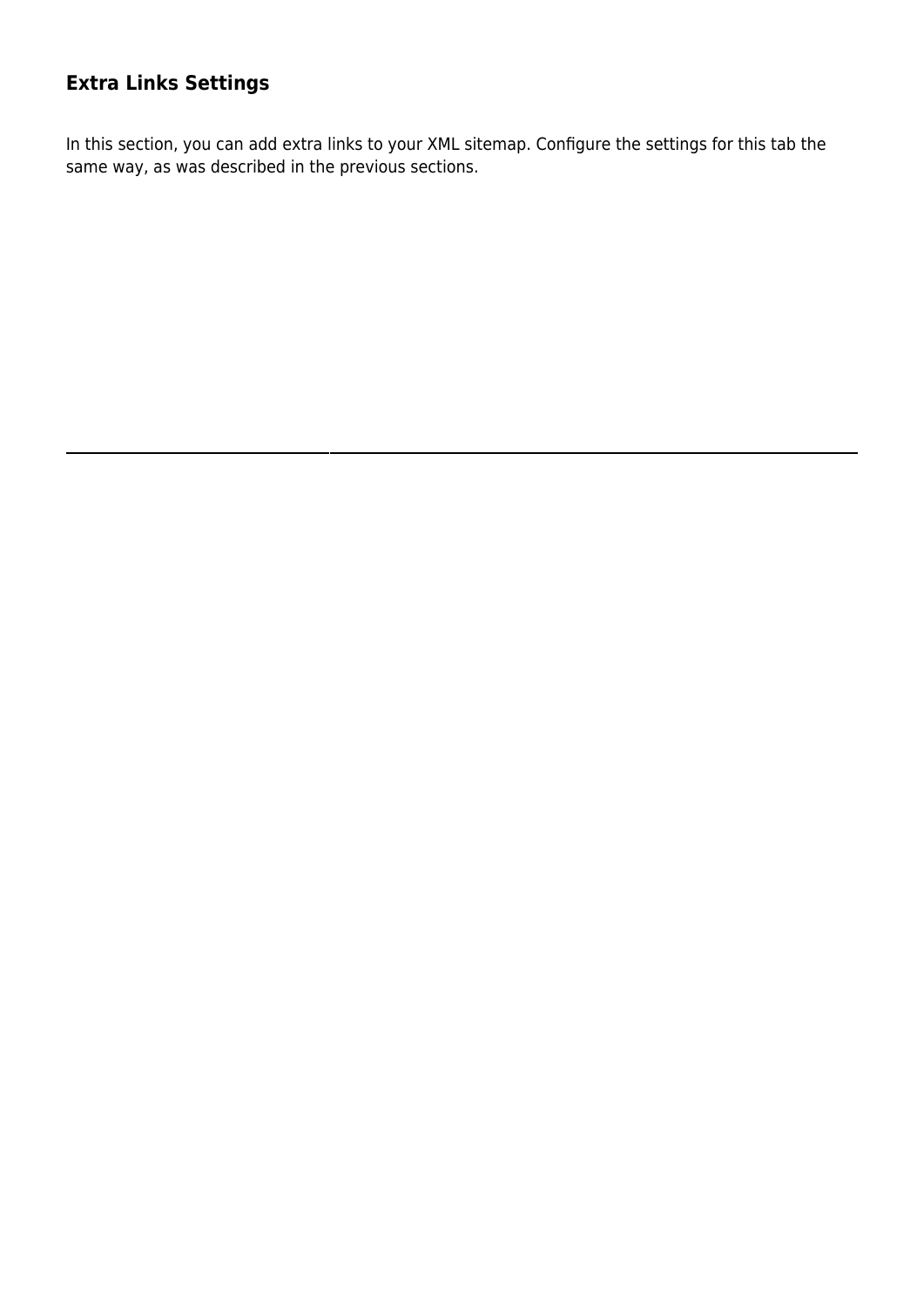### Extra Links Settings

In this section, you can add extra links to your XML sitemap. Configure the settings for this tab the same way, as was described in the previous sections.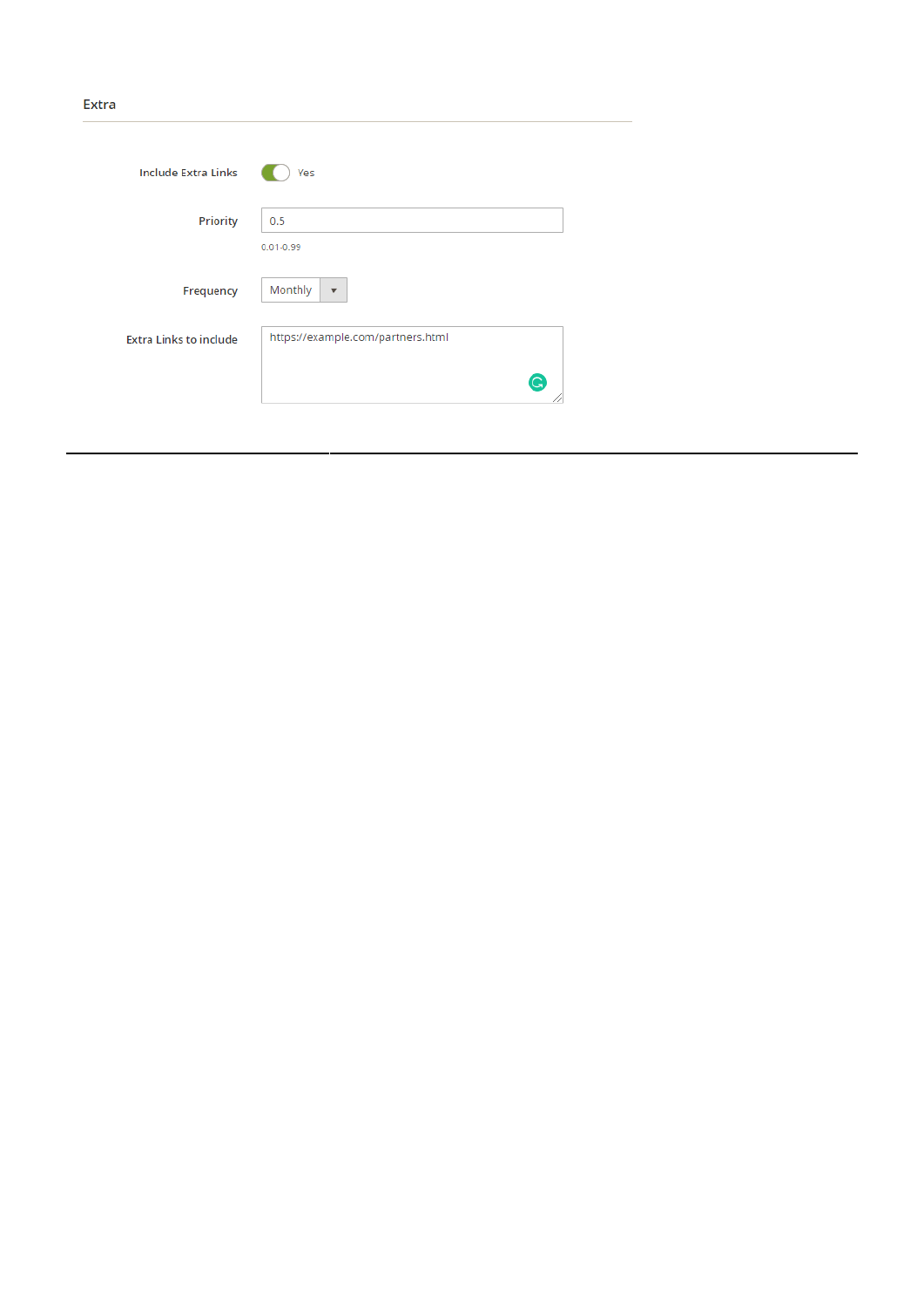Extra

| | |
|---|---|
| Include Extra Links | Yes |
| Priority | 0.5 <br> 0.01-0.99 |
| Frequency | Monthly |
| Extra Links to include | https://example.com/partners.html |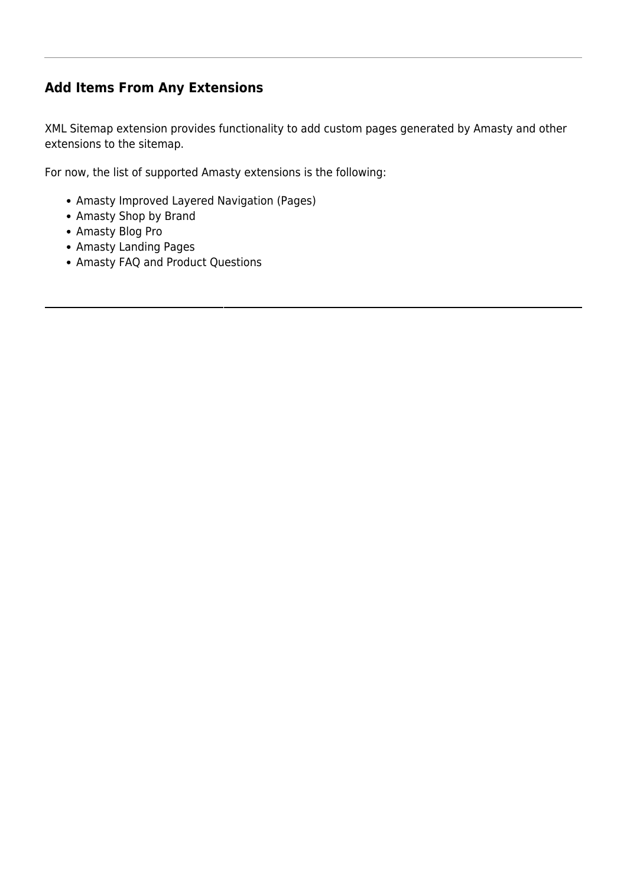## Add Items From Any Extensions

XML Sitemap extension provides functionality to add custom pages generated by Amasty and other extensions to the sitemap.

For now, the list of supported Amasty extensions is the following:

- Amasty Improved Layered Navigation (Pages)
- Amasty Shop by Brand
- Amasty Blog Pro
- Amasty Landing Pages
- Amasty FAQ and Product Questions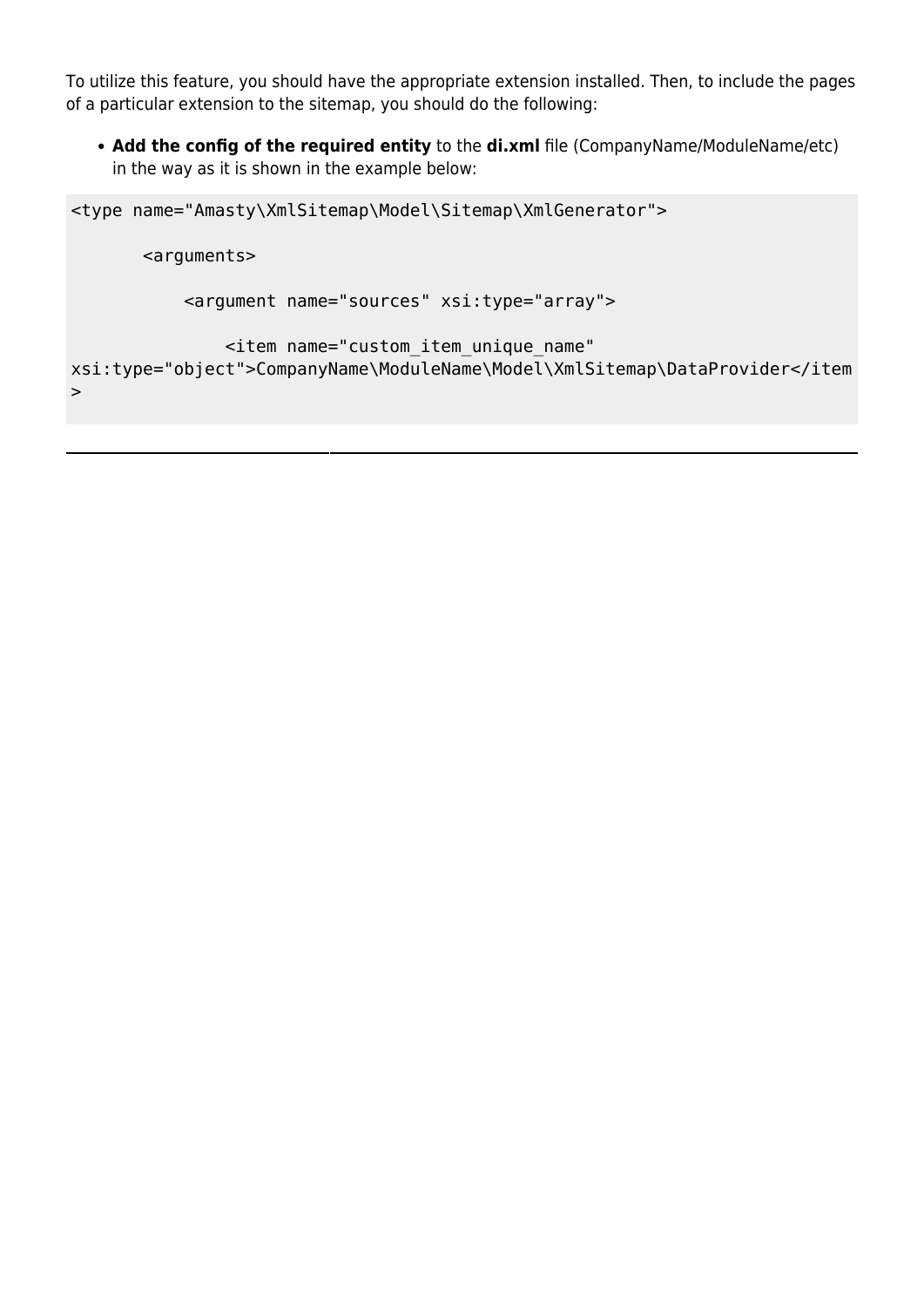To utilize this feature, you should have the appropriate extension installed. Then, to include the pages of a particular extension to the sitemap, you should do the following:

- **Add the config of the required entity** to the **di.xml** file (CompanyName/ModuleName/etc) in the way as it is shown in the example below:

```
<type name="Amasty\XmlSitemap\Model\Sitemap\XmlGenerator">

       <arguments>

           <argument name="sources" xsi:type="array">

               <item name="custom_item_unique_name"
xsi:type="object">CompanyName\ModuleName\Model\XmlSitemap\DataProvider</item
>
```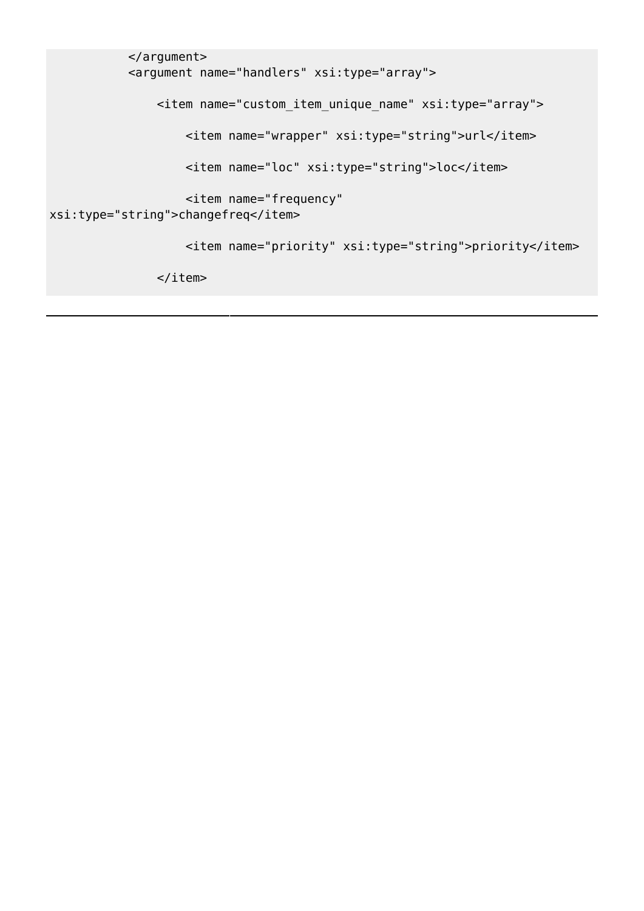```
        </argument>
        <argument name="handlers" xsi:type="array">

            <item name="custom_item_unique_name" xsi:type="array">

                <item name="wrapper" xsi:type="string">url</item>

                <item name="loc" xsi:type="string">loc</item>

                <item name="frequency"
xsi:type="string">changefreq</item>

                <item name="priority" xsi:type="string">priority</item>

            </item>
```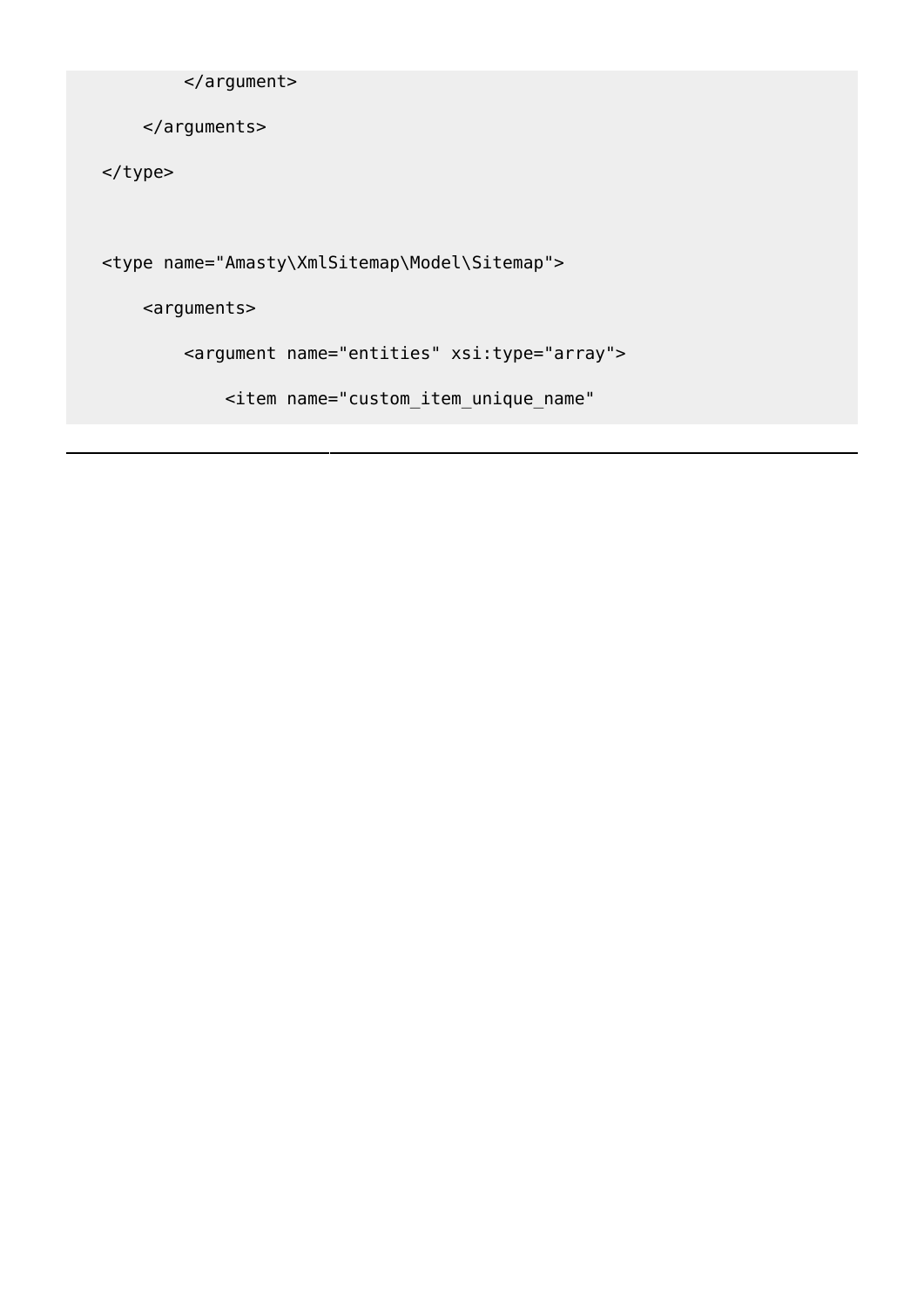```
        </argument>

    </arguments>

</type>


<type name="Amasty\XmlSitemap\Model\Sitemap">

    <arguments>

        <argument name="entities" xsi:type="array">

            <item name="custom_item_unique_name"
```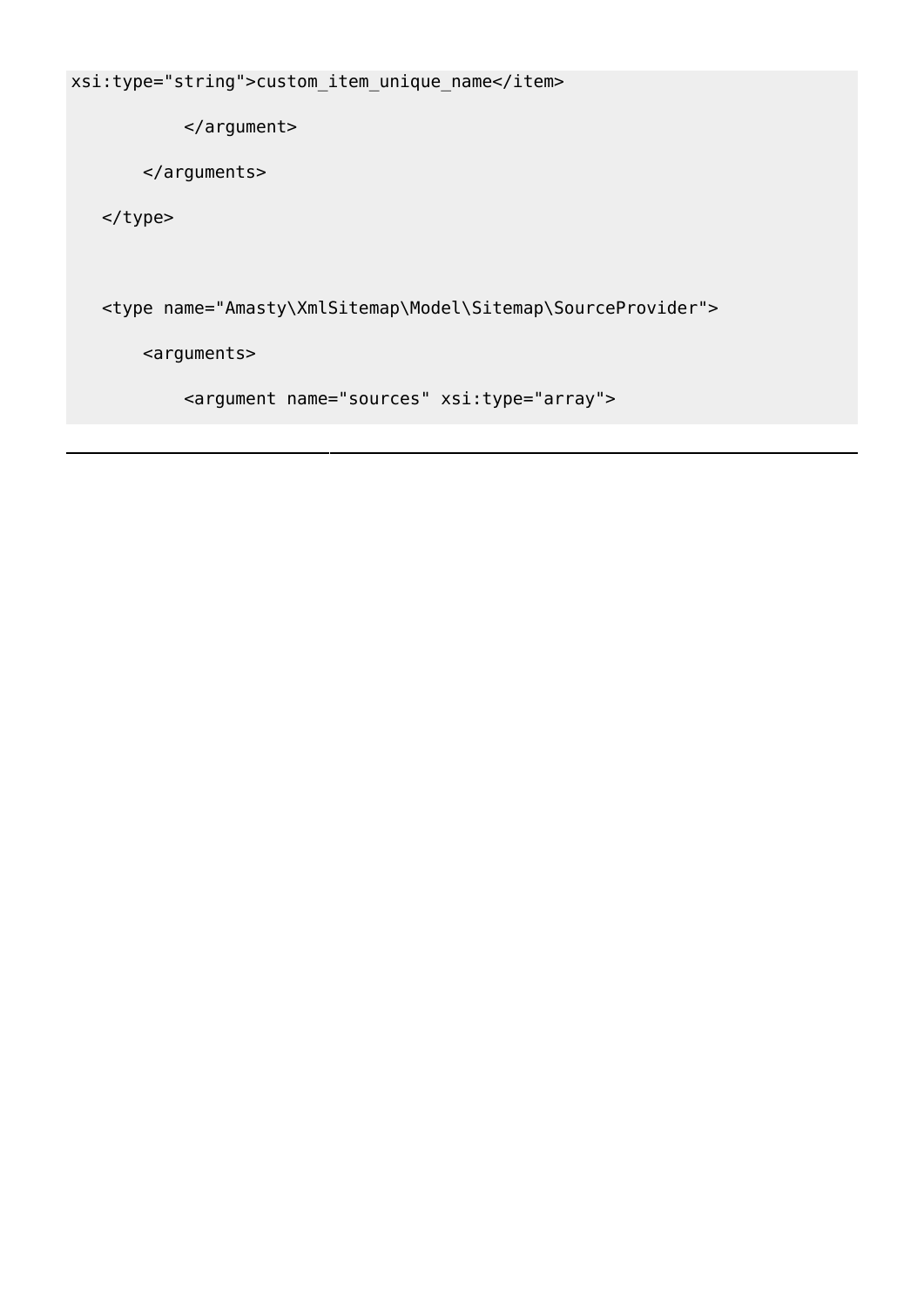```
xsi:type="string">custom_item_unique_name</item>

           </argument>

       </arguments>

   </type>



   <type name="Amasty\XmlSitemap\Model\Sitemap\SourceProvider">

       <arguments>

           <argument name="sources" xsi:type="array">
```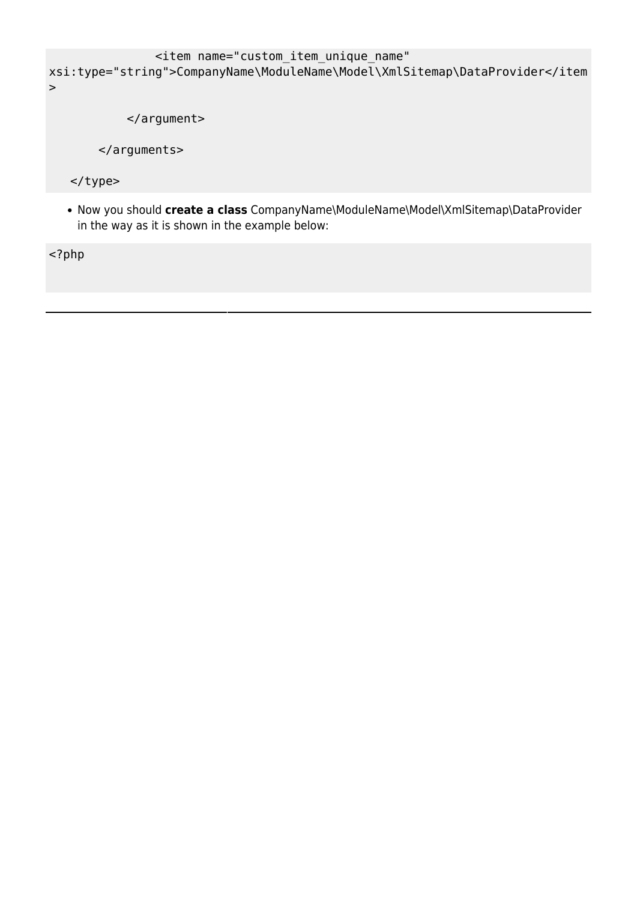```
                <item name="custom_item_unique_name"
xsi:type="string">CompanyName\ModuleName\Model\XmlSitemap\DataProvider</item
>

            </argument>

        </arguments>

    </type>
```

- Now you should **create a class** CompanyName\ModuleName\Model\XmlSitemap\DataProvider in the way as it is shown in the example below:

```
<?php
```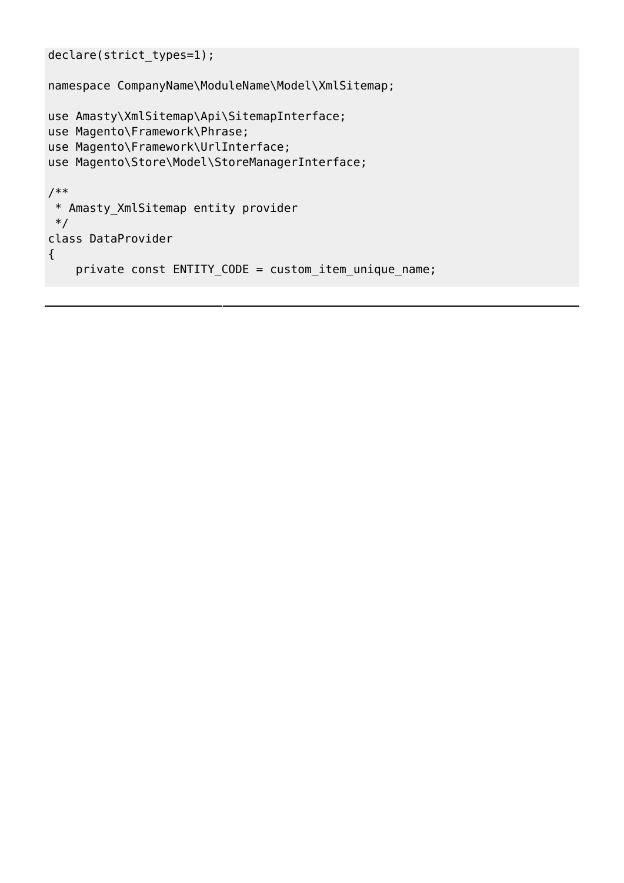```
declare(strict_types=1);

namespace CompanyName\ModuleName\Model\XmlSitemap;

use Amasty\XmlSitemap\Api\SitemapInterface;
use Magento\Framework\Phrase;
use Magento\Framework\UrlInterface;
use Magento\Store\Model\StoreManagerInterface;

/**
 * Amasty_XmlSitemap entity provider
 */
class DataProvider
{
    private const ENTITY_CODE = custom_item_unique_name;
```

---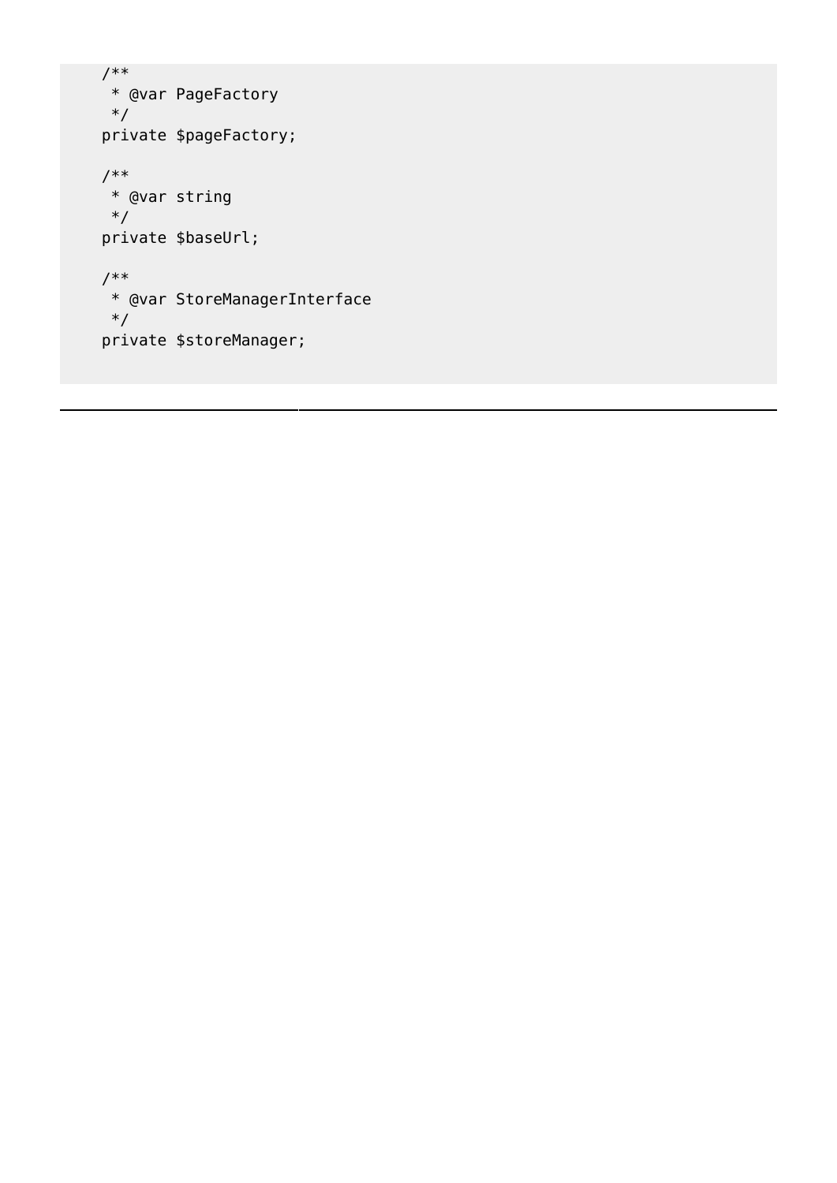```
    /**
     * @var PageFactory
     */
    private $pageFactory;

    /**
     * @var string
     */
    private $baseUrl;

    /**
     * @var StoreManagerInterface
     */
    private $storeManager;
```

---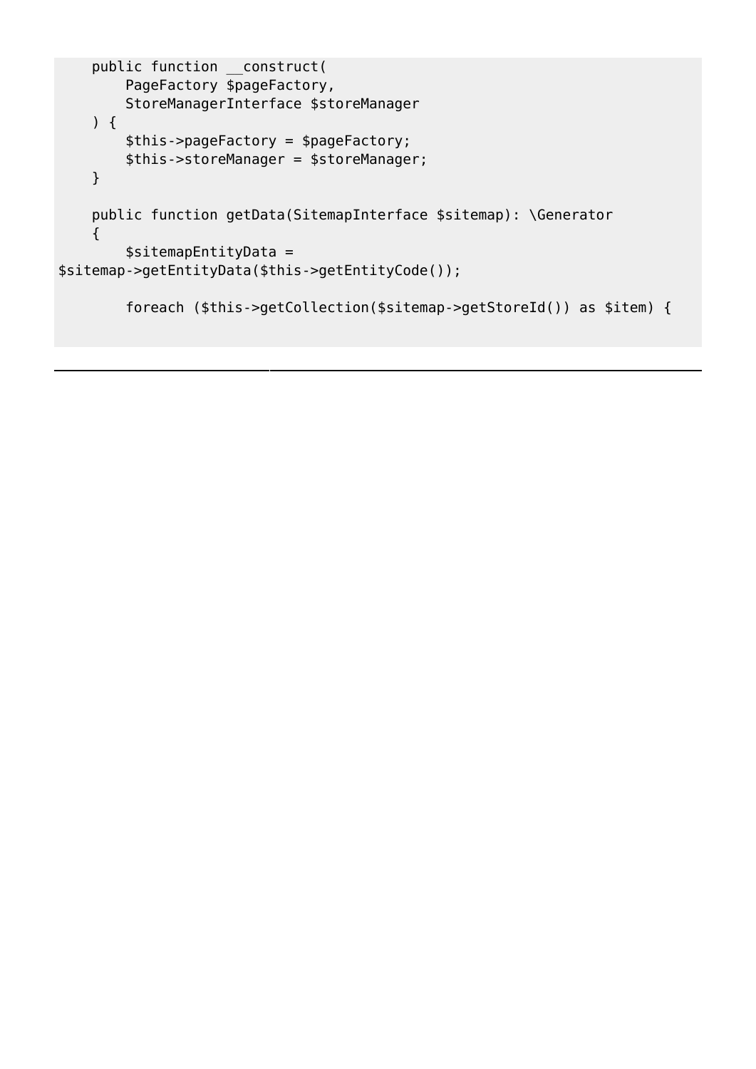```
    public function __construct(
        PageFactory $pageFactory,
        StoreManagerInterface $storeManager
    ) {
        $this->pageFactory = $pageFactory;
        $this->storeManager = $storeManager;
    }

    public function getData(SitemapInterface $sitemap): \Generator
    {
        $sitemapEntityData =
$sitemap->getEntityData($this->getEntityCode());

        foreach ($this->getCollection($sitemap->getStoreId()) as $item) {
```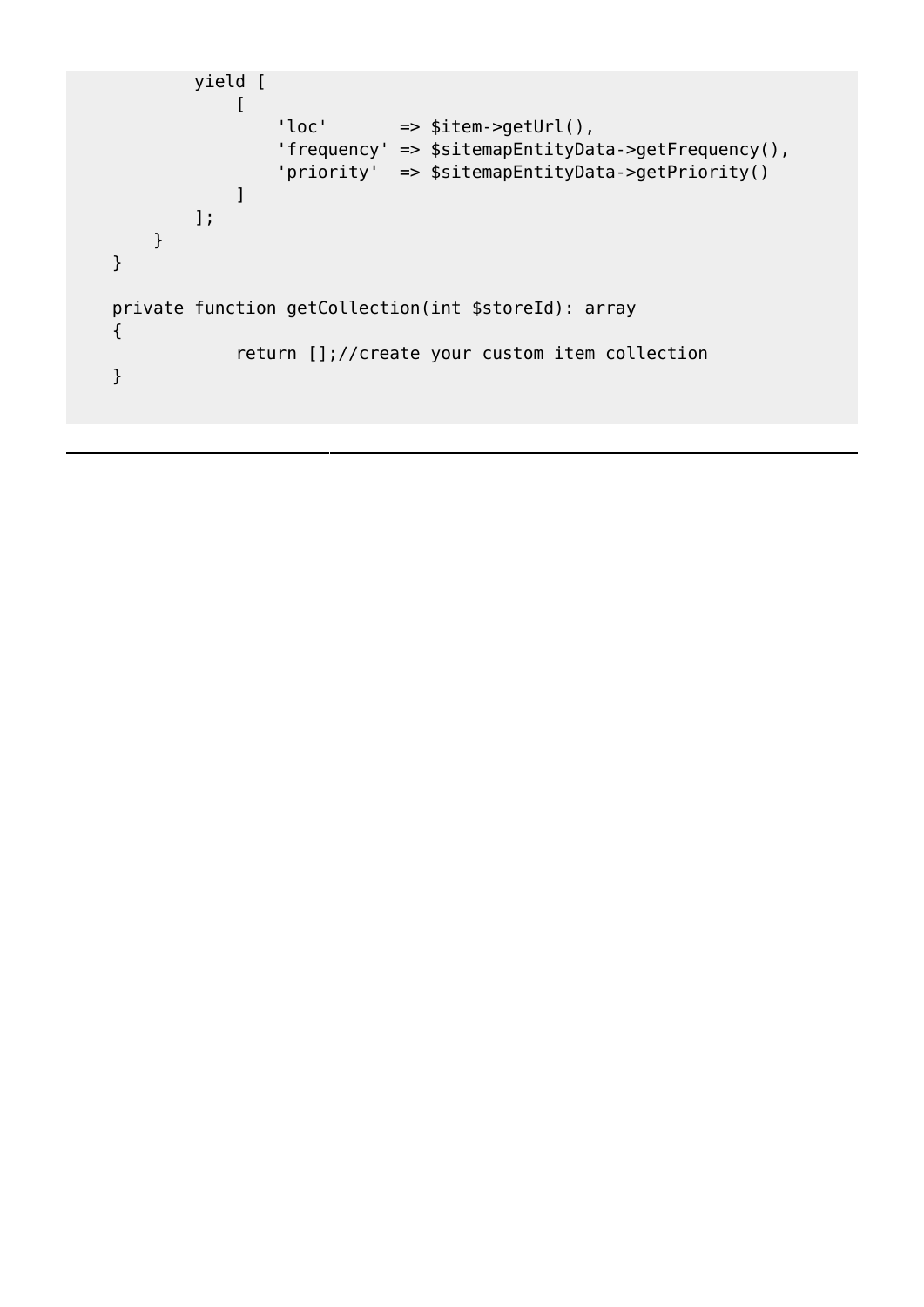```
            yield [
                [
                    'loc'       => $item->getUrl(),
                    'frequency' => $sitemapEntityData->getFrequency(),
                    'priority'  => $sitemapEntityData->getPriority()
                ]
            ];
        }
    }

    private function getCollection(int $storeId): array
    {
                return [];//create your custom item collection
    }
```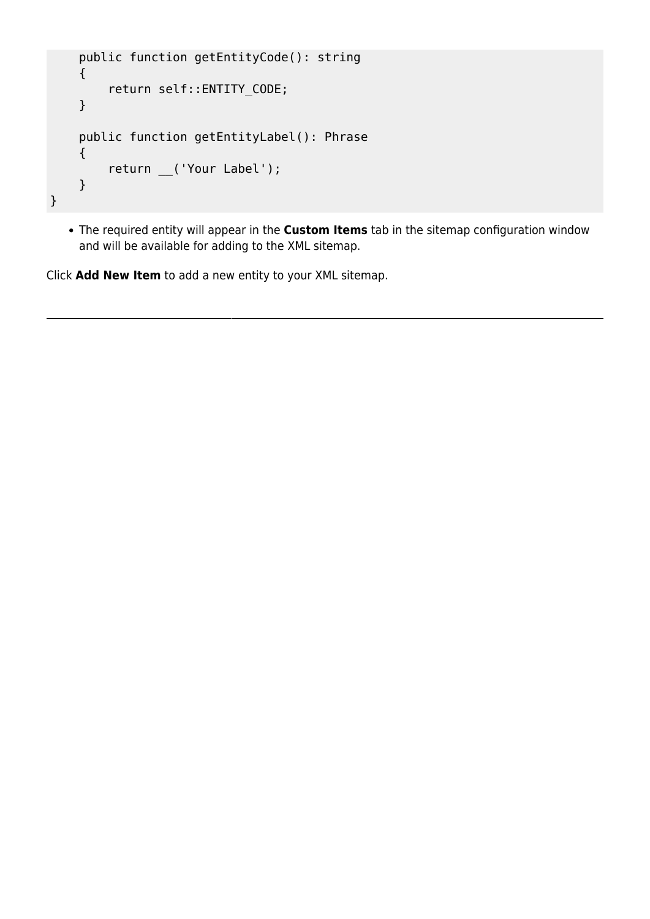```
    public function getEntityCode(): string
    {
        return self::ENTITY_CODE;
    }

    public function getEntityLabel(): Phrase
    {
        return __('Your Label');
    }
}
```

- The required entity will appear in the **Custom Items** tab in the sitemap configuration window and will be available for adding to the XML sitemap.

Click **Add New Item** to add a new entity to your XML sitemap.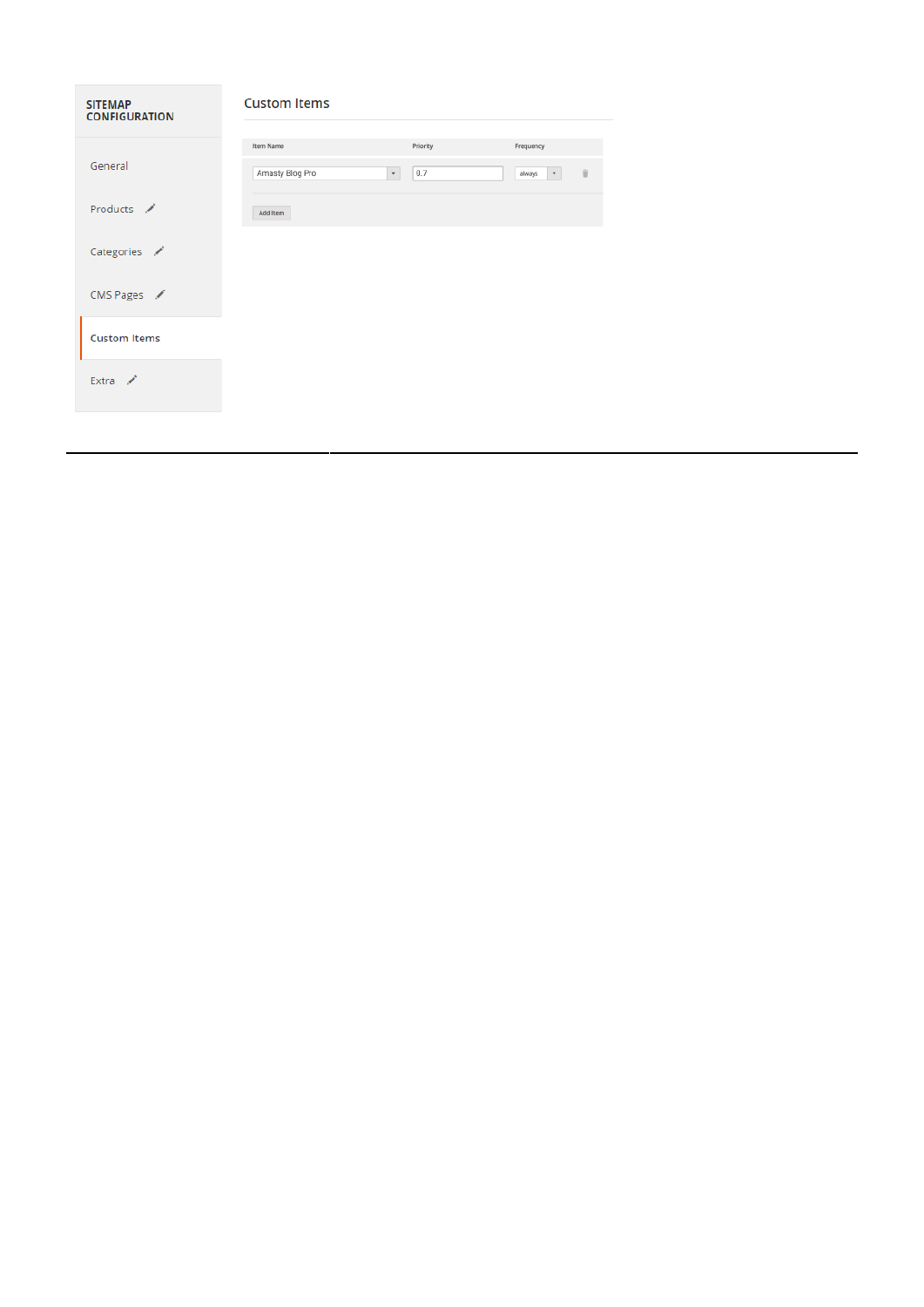SITEMAP CONFIGURATION

- General
- Products
- Categories
- CMS Pages
- Custom Items
- Extra

## Custom Items

| Item Name | Priority | Frequency |
| --- | --- | --- |
| Amasty Blog Pro | 0.7 | always |

Add Item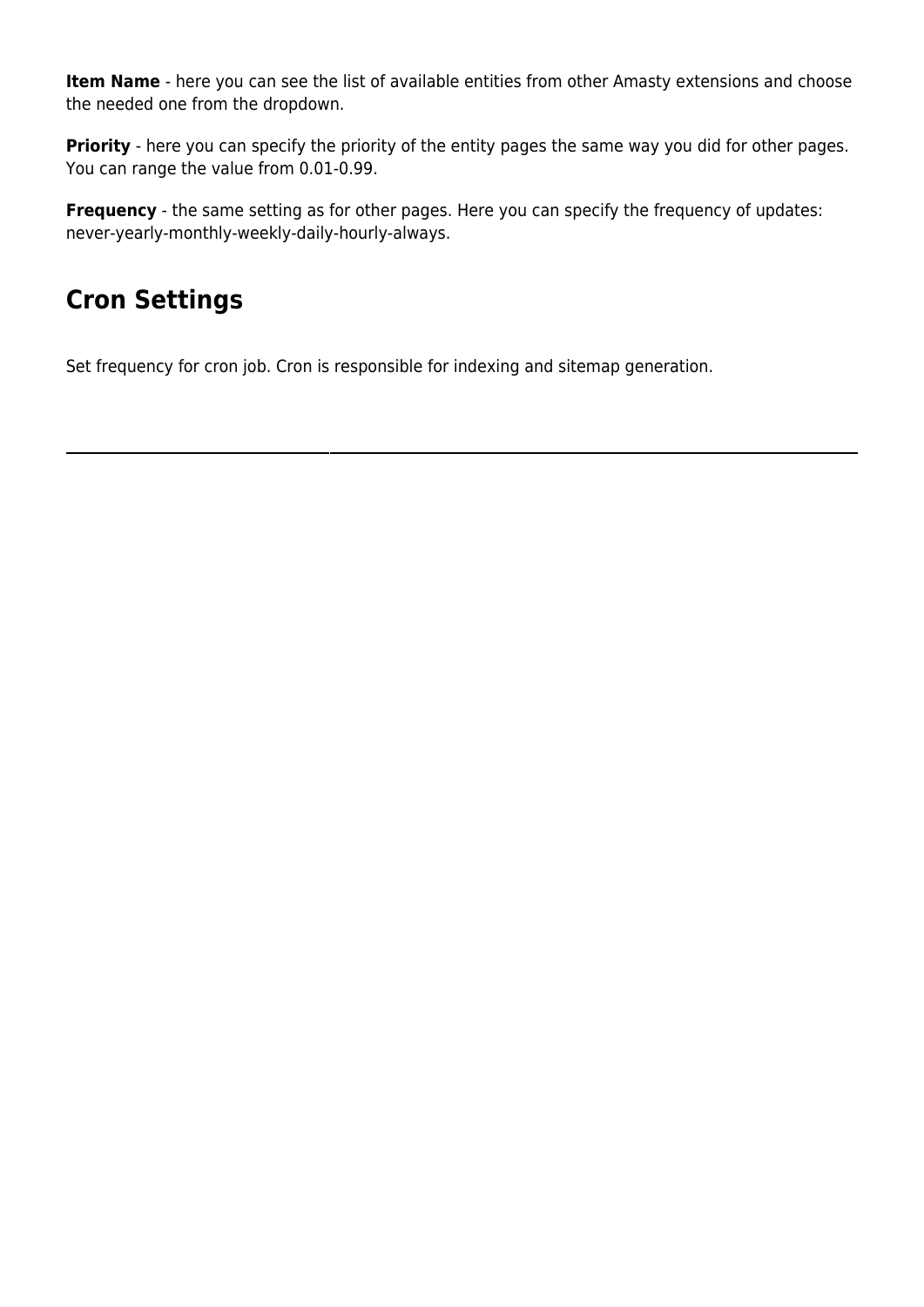**Item Name** - here you can see the list of available entities from other Amasty extensions and choose the needed one from the dropdown.

**Priority** - here you can specify the priority of the entity pages the same way you did for other pages. You can range the value from 0.01-0.99.

**Frequency** - the same setting as for other pages. Here you can specify the frequency of updates: never-yearly-monthly-weekly-daily-hourly-always.

## Cron Settings

Set frequency for cron job. Cron is responsible for indexing and sitemap generation.

---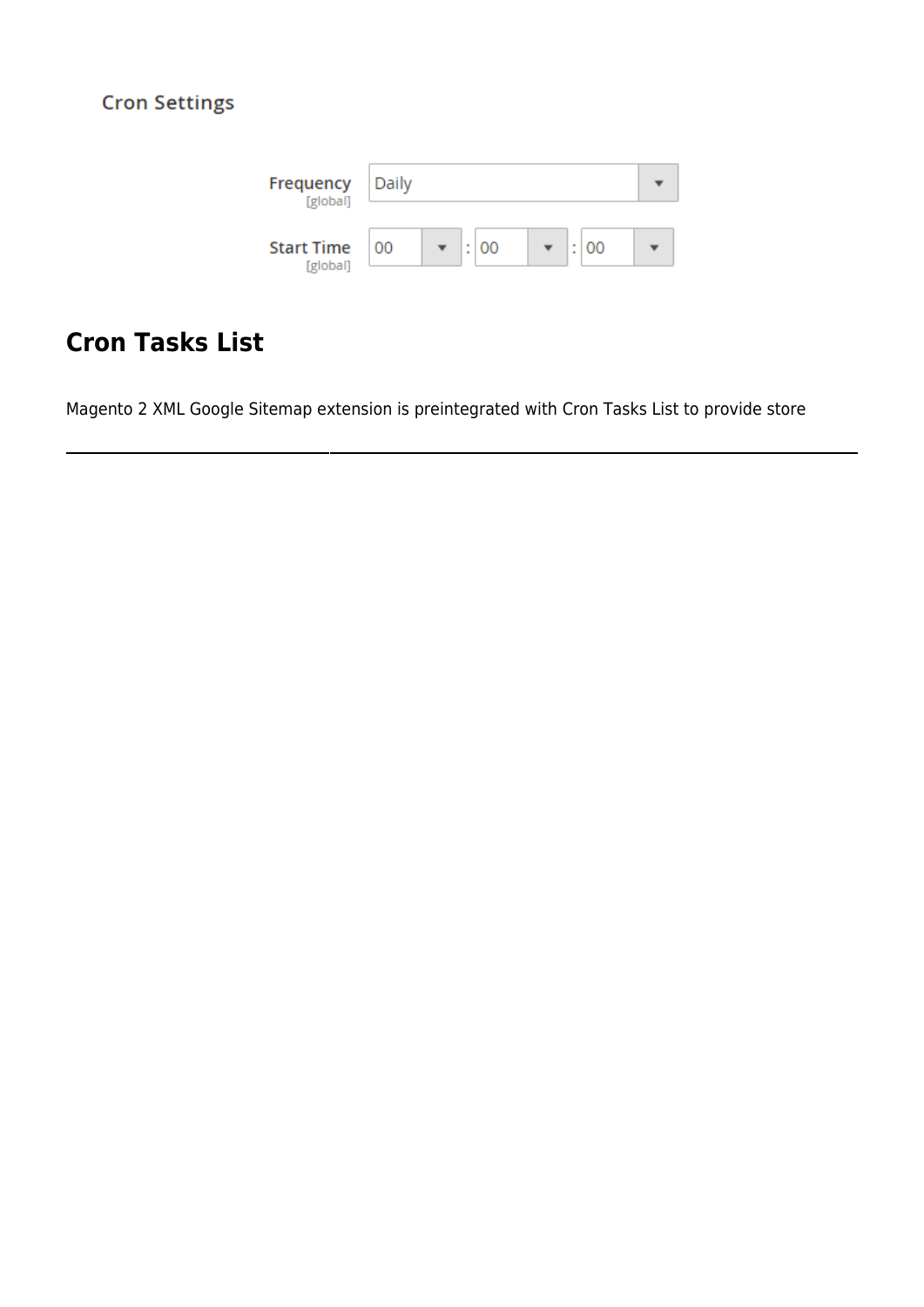Cron Settings

Frequency [global] Daily

Start Time [global] 00 : 00 : 00

## Cron Tasks List

Magento 2 XML Google Sitemap extension is preintegrated with Cron Tasks List to provide store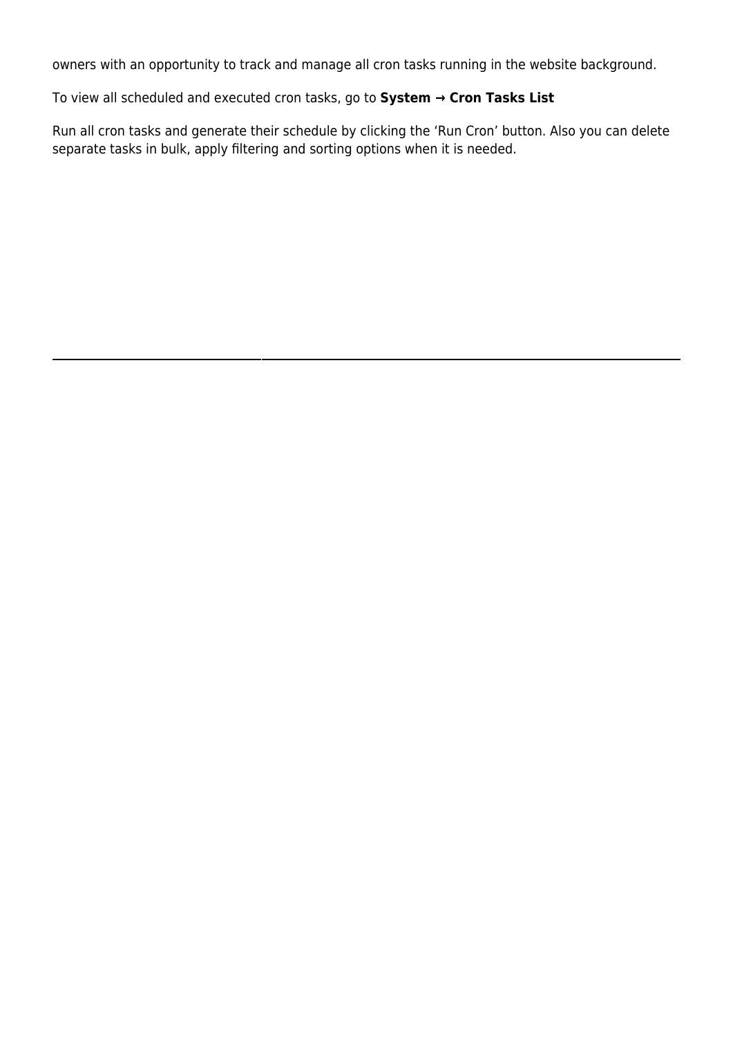owners with an opportunity to track and manage all cron tasks running in the website background.

To view all scheduled and executed cron tasks, go to **System → Cron Tasks List**

Run all cron tasks and generate their schedule by clicking the 'Run Cron' button. Also you can delete separate tasks in bulk, apply filtering and sorting options when it is needed.

---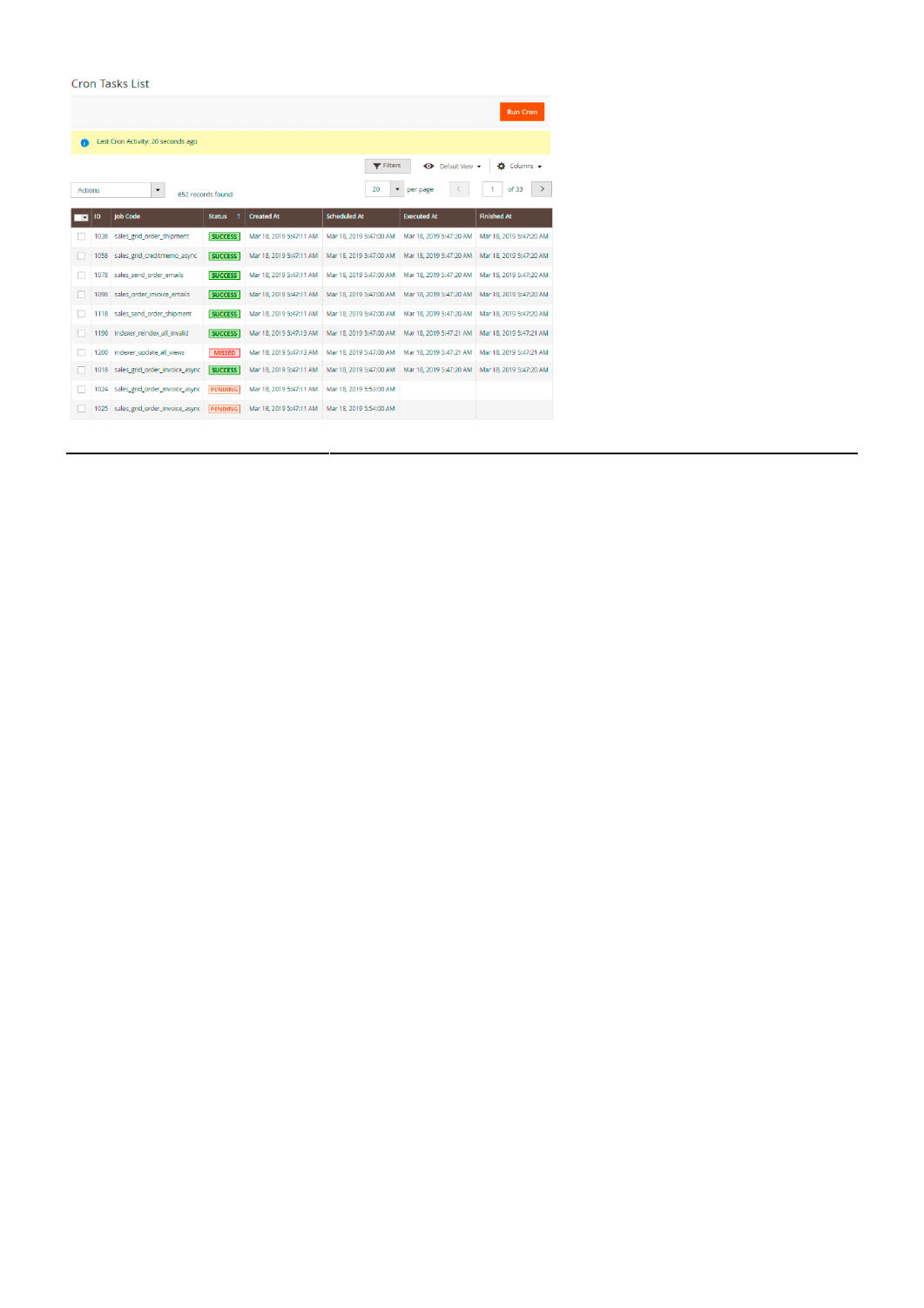Cron Tasks List

Run Cron

Last Cron Activity: 20 seconds ago

Filters | Default View | Columns

Actions | 652 records found | 20 per page | 1 of 33

| ID | Job Code | Status | Created At | Scheduled At | Executed At | Finished At |
|---|---|---|---|---|---|---|
| 1038 | sales_grid_order_shipment | SUCCESS | Mar 18, 2019 5:47:11 AM | Mar 18, 2019 5:47:00 AM | Mar 18, 2019 5:47:20 AM | Mar 18, 2019 5:47:20 AM |
| 1058 | sales_grid_creditmemo_async | SUCCESS | Mar 18, 2019 5:47:11 AM | Mar 18, 2019 5:47:00 AM | Mar 18, 2019 5:47:20 AM | Mar 18, 2019 5:47:20 AM |
| 1078 | sales_send_order_emails | SUCCESS | Mar 18, 2019 5:47:11 AM | Mar 18, 2019 5:47:00 AM | Mar 18, 2019 5:47:20 AM | Mar 18, 2019 5:47:20 AM |
| 1098 | sales_order_invoice_emails | SUCCESS | Mar 18, 2019 5:47:11 AM | Mar 18, 2019 5:47:00 AM | Mar 18, 2019 5:47:20 AM | Mar 18, 2019 5:47:20 AM |
| 1118 | sales_send_order_shipment | SUCCESS | Mar 18, 2019 5:47:11 AM | Mar 18, 2019 5:47:00 AM | Mar 18, 2019 5:47:20 AM | Mar 18, 2019 5:47:20 AM |
| 1196 | indexer_reindex_all_invalid | SUCCESS | Mar 18, 2019 5:47:13 AM | Mar 18, 2019 5:47:00 AM | Mar 18, 2019 5:47:21 AM | Mar 18, 2019 5:47:21 AM |
| 1200 | indexer_update_all_views | MISSED | Mar 18, 2019 5:47:13 AM | Mar 18, 2019 5:47:00 AM | Mar 18, 2019 5:47:21 AM | Mar 18, 2019 5:47:21 AM |
| 1018 | sales_grid_order_invoice_async | SUCCESS | Mar 18, 2019 5:47:11 AM | Mar 18, 2019 5:47:00 AM | Mar 18, 2019 5:47:20 AM | Mar 18, 2019 5:47:20 AM |
| 1024 | sales_grid_order_invoice_async | PENDING | Mar 18, 2019 5:47:11 AM | Mar 18, 2019 5:53:00 AM | | |
| 1025 | sales_grid_order_invoice_async | PENDING | Mar 18, 2019 5:47:11 AM | Mar 18, 2019 5:54:00 AM | | |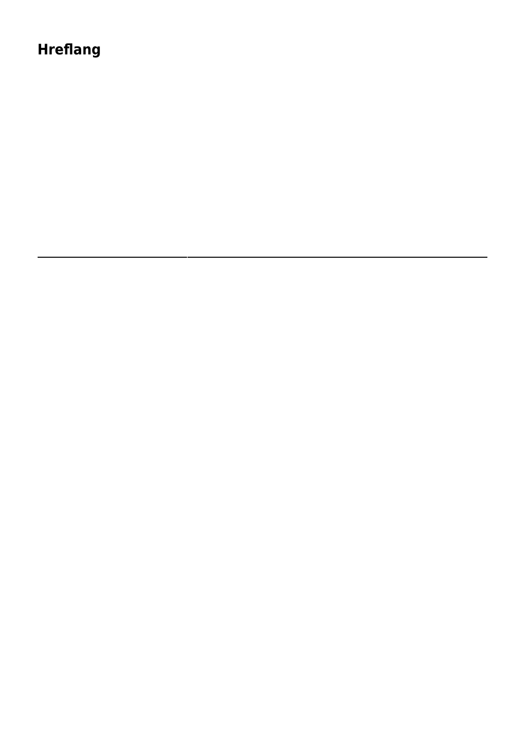## Hreflang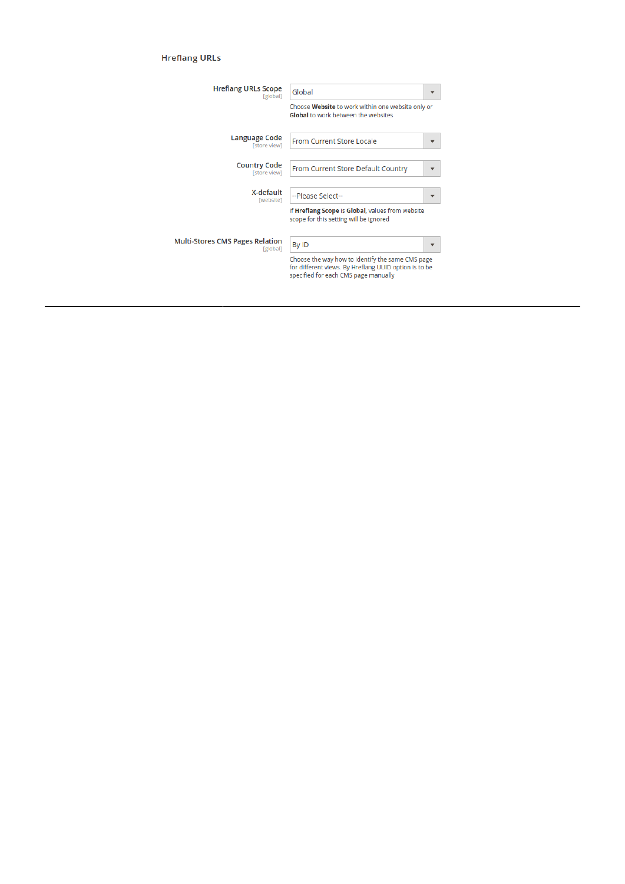### Hreflang URLs

| Setting | Value | Note |
| --- | --- | --- |
| **Hreflang URLs Scope** [global] | Global | Choose **Website** to work within one website only or **Global** to work between the websites |
| **Language Code** [store view] | From Current Store Locale | |
| **Country Code** [store view] | From Current Store Default Country | |
| **X-default** [website] | --Please Select-- | If **Hreflang Scope** is **Global**, values from website scope for this setting will be ignored |
| **Multi-Stores CMS Pages Relation** [global] | By ID | Choose the way how to identify the same CMS page for different views. By Hreflang UUID option is to be specified for each CMS page manually |

---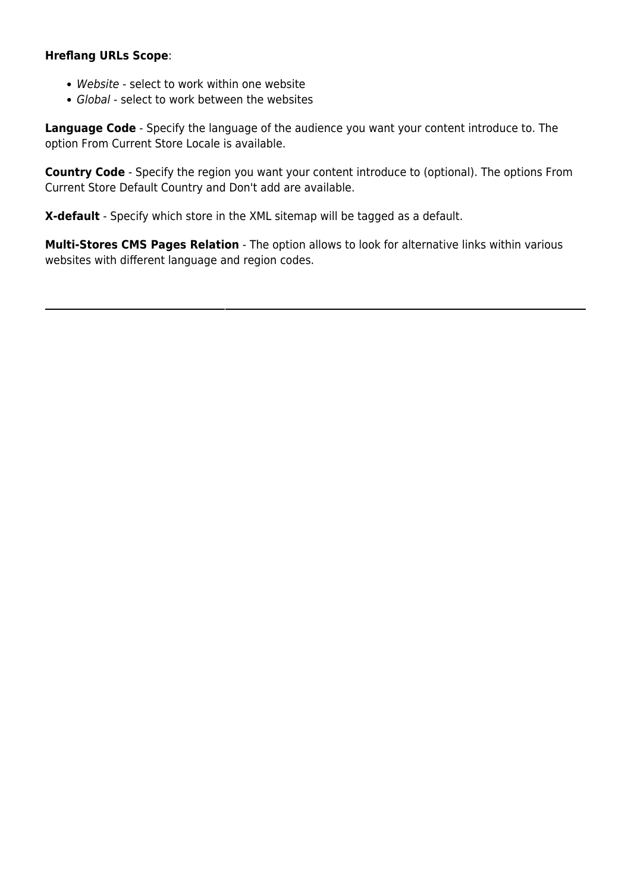**Hreflang URLs Scope**:

- *Website* - select to work within one website
- *Global* - select to work between the websites

**Language Code** - Specify the language of the audience you want your content introduce to. The option From Current Store Locale is available.

**Country Code** - Specify the region you want your content introduce to (optional). The options From Current Store Default Country and Don't add are available.

**X-default** - Specify which store in the XML sitemap will be tagged as a default.

**Multi-Stores CMS Pages Relation** - The option allows to look for alternative links within various websites with different language and region codes.

---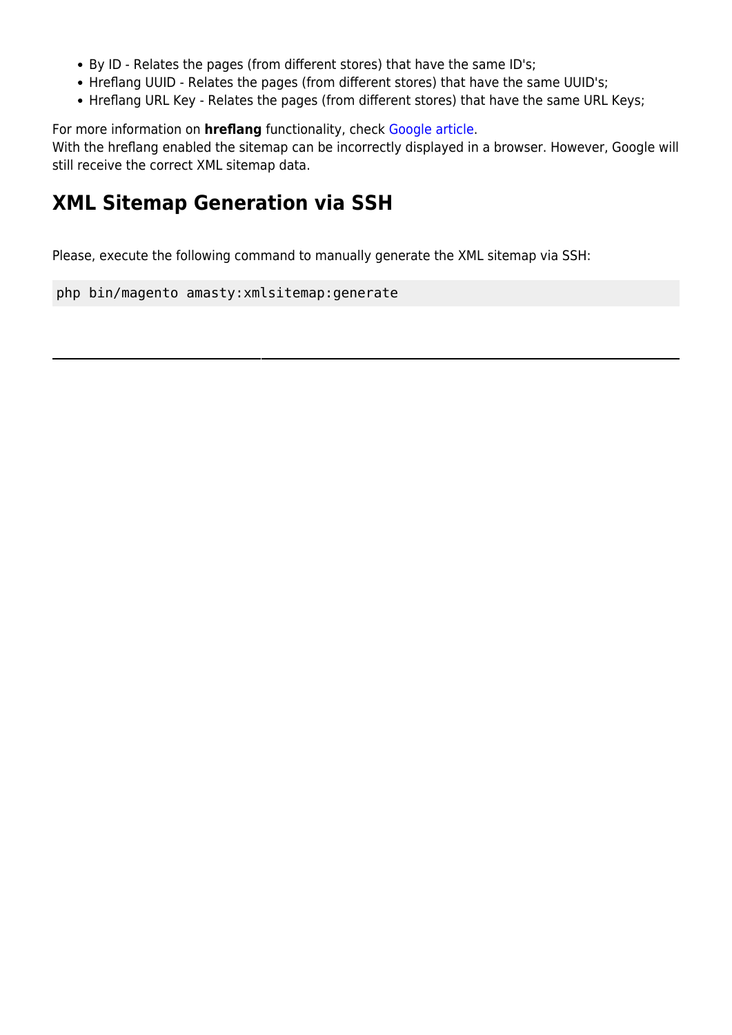- By ID - Relates the pages (from different stores) that have the same ID's;
- Hreflang UUID - Relates the pages (from different stores) that have the same UUID's;
- Hreflang URL Key - Relates the pages (from different stores) that have the same URL Keys;

For more information on **hreflang** functionality, check Google article.
With the hreflang enabled the sitemap can be incorrectly displayed in a browser. However, Google will still receive the correct XML sitemap data.

## XML Sitemap Generation via SSH

Please, execute the following command to manually generate the XML sitemap via SSH:

```
php bin/magento amasty:xmlsitemap:generate
```

---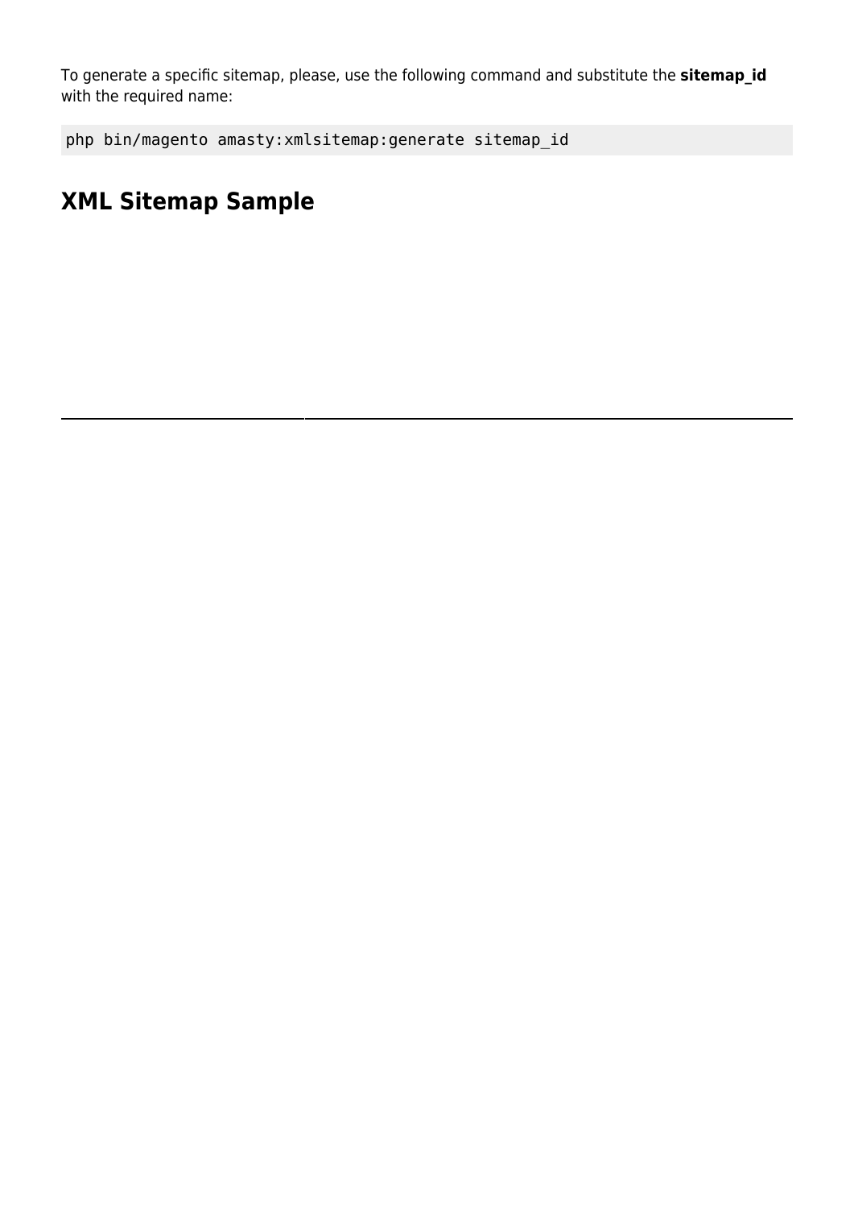To generate a specific sitemap, please, use the following command and substitute the **sitemap_id** with the required name:

```
php bin/magento amasty:xmlsitemap:generate sitemap_id
```

## XML Sitemap Sample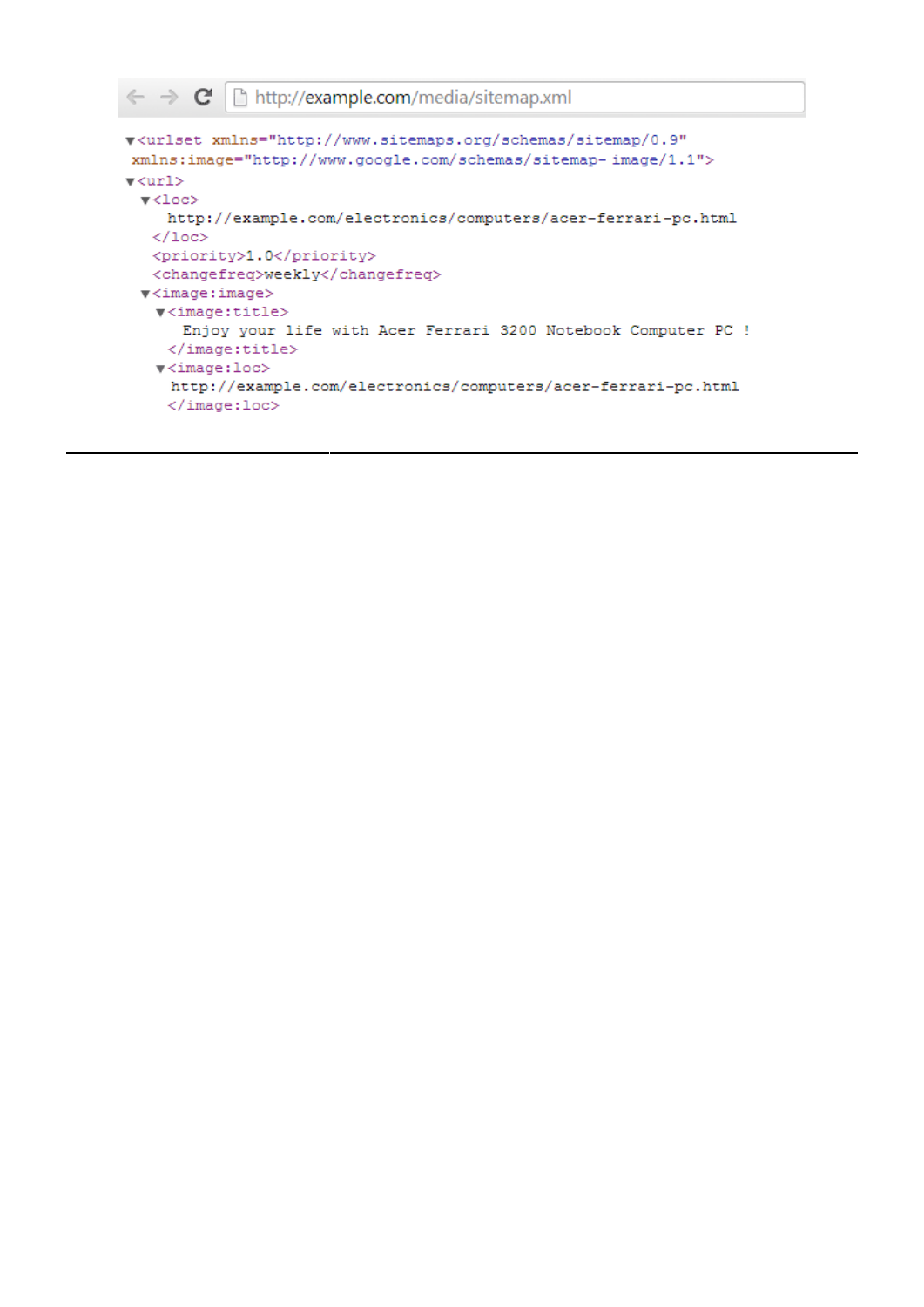http://example.com/media/sitemap.xml

```
▼<urlset xmlns="http://www.sitemaps.org/schemas/sitemap/0.9"
 xmlns:image="http://www.google.com/schemas/sitemap- image/1.1">
▼<url>
  ▼<loc>
     http://example.com/electronics/computers/acer-ferrari-pc.html
   </loc>
   <priority>1.0</priority>
   <changefreq>weekly</changefreq>
  ▼<image:image>
    ▼<image:title>
       Enjoy your life with Acer Ferrari 3200 Notebook Computer PC !
     </image:title>
    ▼<image:loc>
      http://example.com/electronics/computers/acer-ferrari-pc.html
     </image:loc>
```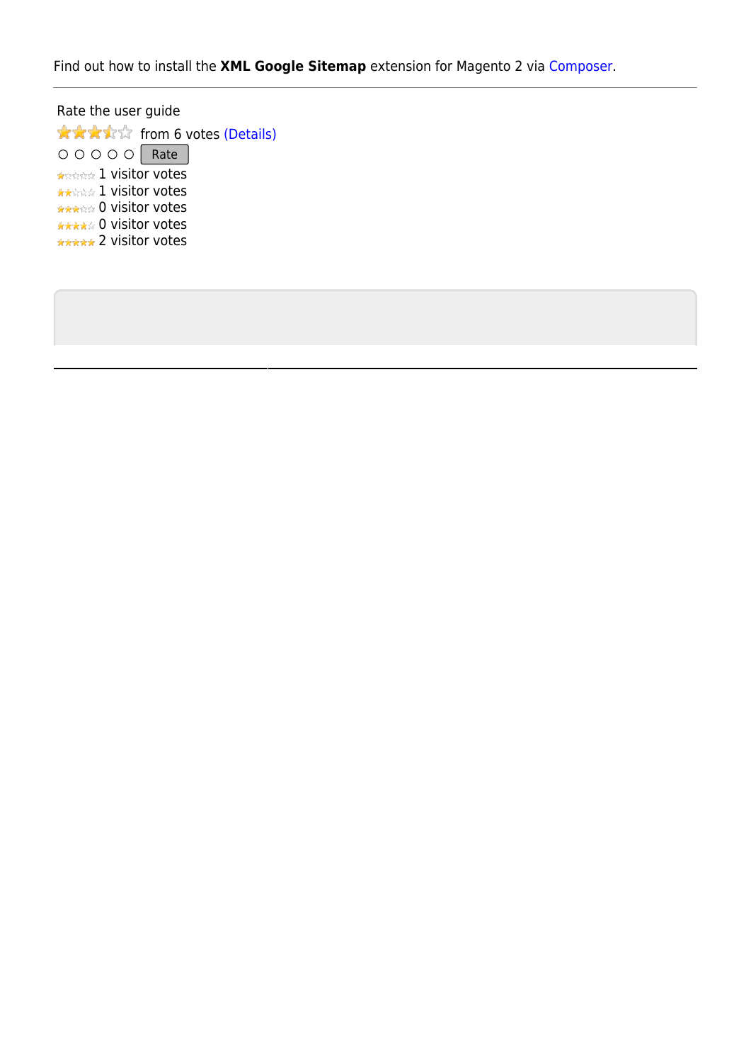Find out how to install the **XML Google Sitemap** extension for Magento 2 via Composer.

---

Rate the user guide

from 6 votes (Details)

○ ○ ○ ○ ○ Rate

1 visitor votes
1 visitor votes
0 visitor votes
0 visitor votes
2 visitor votes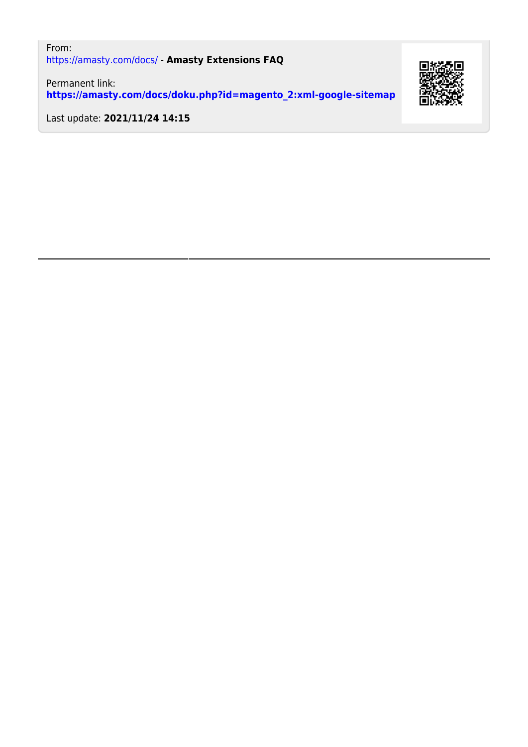From:
https://amasty.com/docs/ - **Amasty Extensions FAQ**

Permanent link:
**https://amasty.com/docs/doku.php?id=magento_2:xml-google-sitemap**

Last update: **2021/11/24 14:15**